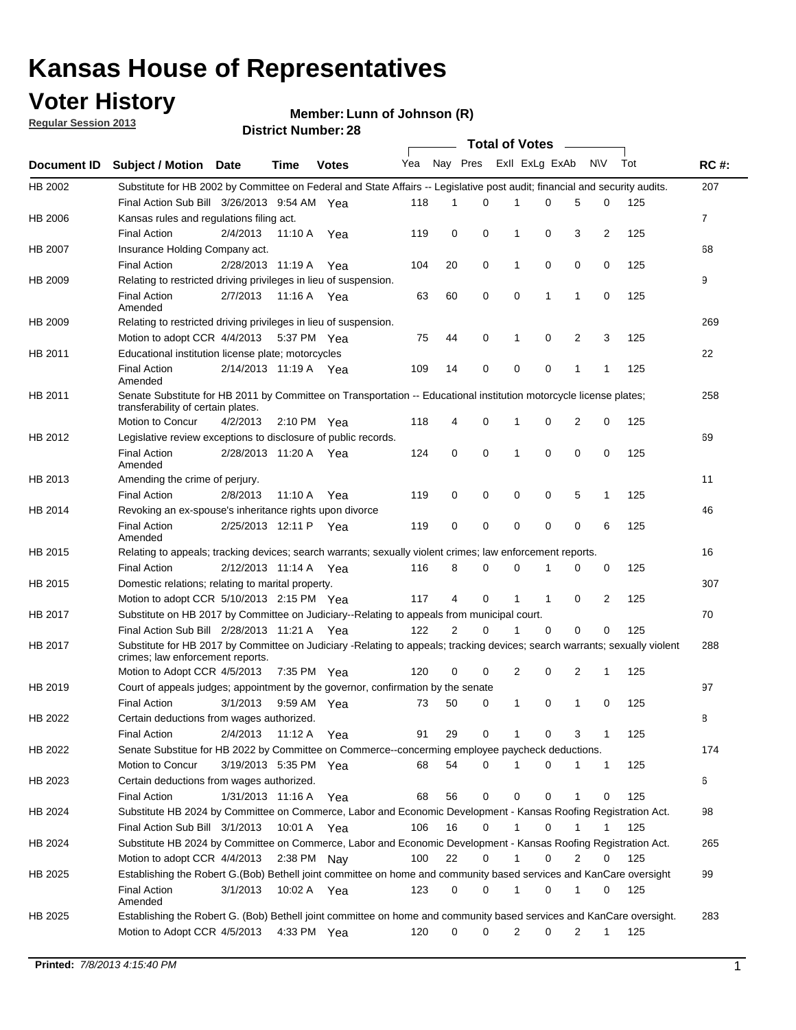# Kansas House of Representatives

## Voter History

**Regular Session 2013**

**Member: Lunn of Johnson (R)**

**District Number: 28**

| Document ID | Subject / Motion | Date | Time | Votes | Yea | Nay | Pres | ExII | ExLg | ExAb | N\V | Tot | RC #: |
|---|---|---|---|---|---|---|---|---|---|---|---|---|---|
| HB 2002 | Substitute for HB 2002 by Committee on Federal and State Affairs -- Legislative post audit; financial and security audits. | | | | | | | | | | | | 207 |
| | Final Action Sub Bill | 3/26/2013 | 9:54 AM | Yea | 118 | 1 | 0 | 1 | 0 | 5 | 0 | 125 | |
| HB 2006 | Kansas rules and regulations filing act. | | | | | | | | | | | | 7 |
| | Final Action | 2/4/2013 | 11:10 A | Yea | 119 | 0 | 0 | 1 | 0 | 3 | 2 | 125 | |
| HB 2007 | Insurance Holding Company act. | | | | | | | | | | | | 68 |
| | Final Action | 2/28/2013 | 11:19 A | Yea | 104 | 20 | 0 | 1 | 0 | 0 | 0 | 125 | |
| HB 2009 | Relating to restricted driving privileges in lieu of suspension. | | | | | | | | | | | | 9 |
| | Final Action Amended | 2/7/2013 | 11:16 A | Yea | 63 | 60 | 0 | 0 | 1 | 1 | 0 | 125 | |
| HB 2009 | Relating to restricted driving privileges in lieu of suspension. | | | | | | | | | | | | 269 |
| | Motion to adopt CCR | 4/4/2013 | 5:37 PM | Yea | 75 | 44 | 0 | 1 | 0 | 2 | 3 | 125 | |
| HB 2011 | Educational institution license plate; motorcycles | | | | | | | | | | | | 22 |
| | Final Action Amended | 2/14/2013 | 11:19 A | Yea | 109 | 14 | 0 | 0 | 0 | 1 | 1 | 125 | |
| HB 2011 | Senate Substitute for HB 2011 by Committee on Transportation -- Educational institution motorcycle license plates; transferability of certain plates. | | | | | | | | | | | | 258 |
| | Motion to Concur | 4/2/2013 | 2:10 PM | Yea | 118 | 4 | 0 | 1 | 0 | 2 | 0 | 125 | |
| HB 2012 | Legislative review exceptions to disclosure of public records. | | | | | | | | | | | | 69 |
| | Final Action Amended | 2/28/2013 | 11:20 A | Yea | 124 | 0 | 0 | 1 | 0 | 0 | 0 | 125 | |
| HB 2013 | Amending the crime of perjury. | | | | | | | | | | | | 11 |
| | Final Action | 2/8/2013 | 11:10 A | Yea | 119 | 0 | 0 | 0 | 0 | 5 | 1 | 125 | |
| HB 2014 | Revoking an ex-spouse's inheritance rights upon divorce | | | | | | | | | | | | 46 |
| | Final Action Amended | 2/25/2013 | 12:11 P | Yea | 119 | 0 | 0 | 0 | 0 | 0 | 6 | 125 | |
| HB 2015 | Relating to appeals; tracking devices; search warrants; sexually violent crimes; law enforcement reports. | | | | | | | | | | | | 16 |
| | Final Action | 2/12/2013 | 11:14 A | Yea | 116 | 8 | 0 | 0 | 1 | 0 | 0 | 125 | |
| HB 2015 | Domestic relations; relating to marital property. | | | | | | | | | | | | 307 |
| | Motion to adopt CCR | 5/10/2013 | 2:15 PM | Yea | 117 | 4 | 0 | 1 | 1 | 0 | 2 | 125 | |
| HB 2017 | Substitute on HB 2017 by Committee on Judiciary--Relating to appeals from municipal court. | | | | | | | | | | | | 70 |
| | Final Action Sub Bill | 2/28/2013 | 11:21 A | Yea | 122 | 2 | 0 | 1 | 0 | 0 | 0 | 125 | |
| HB 2017 | Substitute for HB 2017 by Committee on Judiciary -Relating to appeals; tracking devices; search warrants; sexually violent crimes; law enforcement reports. | | | | | | | | | | | | 288 |
| | Motion to Adopt CCR | 4/5/2013 | 7:35 PM | Yea | 120 | 0 | 0 | 2 | 0 | 2 | 1 | 125 | |
| HB 2019 | Court of appeals judges; appointment by the governor, confirmation by the senate | | | | | | | | | | | | 97 |
| | Final Action | 3/1/2013 | 9:59 AM | Yea | 73 | 50 | 0 | 1 | 0 | 1 | 0 | 125 | |
| HB 2022 | Certain deductions from wages authorized. | | | | | | | | | | | | 8 |
| | Final Action | 2/4/2013 | 11:12 A | Yea | 91 | 29 | 0 | 1 | 0 | 3 | 1 | 125 | |
| HB 2022 | Senate Substitue for HB 2022 by Committee on Commerce--concerning employee paycheck deductions. | | | | | | | | | | | | 174 |
| | Motion to Concur | 3/19/2013 | 5:35 PM | Yea | 68 | 54 | 0 | 1 | 0 | 1 | 1 | 125 | |
| HB 2023 | Certain deductions from wages authorized. | | | | | | | | | | | | 6 |
| | Final Action | 1/31/2013 | 11:16 A | Yea | 68 | 56 | 0 | 0 | 0 | 1 | 0 | 125 | |
| HB 2024 | Substitute HB 2024 by Committee on Commerce, Labor and Economic Development - Kansas Roofing Registration Act. | | | | | | | | | | | | 98 |
| | Final Action Sub Bill | 3/1/2013 | 10:01 A | Yea | 106 | 16 | 0 | 1 | 0 | 1 | 1 | 125 | |
| HB 2024 | Substitute HB 2024 by Committee on Commerce, Labor and Economic Development - Kansas Roofing Registration Act. | | | | | | | | | | | | 265 |
| | Motion to adopt CCR | 4/4/2013 | 2:38 PM | Nay | 100 | 22 | 0 | 1 | 0 | 2 | 0 | 125 | |
| HB 2025 | Establishing the Robert G.(Bob) Bethell joint committee on home and community based services and KanCare oversight | | | | | | | | | | | | 99 |
| | Final Action Amended | 3/1/2013 | 10:02 A | Yea | 123 | 0 | 0 | 1 | 0 | 1 | 0 | 125 | |
| HB 2025 | Establishing the Robert G. (Bob) Bethell joint committee on home and community based services and KanCare oversight. | | | | | | | | | | | | 283 |
| | Motion to Adopt CCR | 4/5/2013 | 4:33 PM | Yea | 120 | 0 | 0 | 2 | 0 | 2 | 1 | 125 | |

**Printed:** *7/8/2013 4:15:40 PM*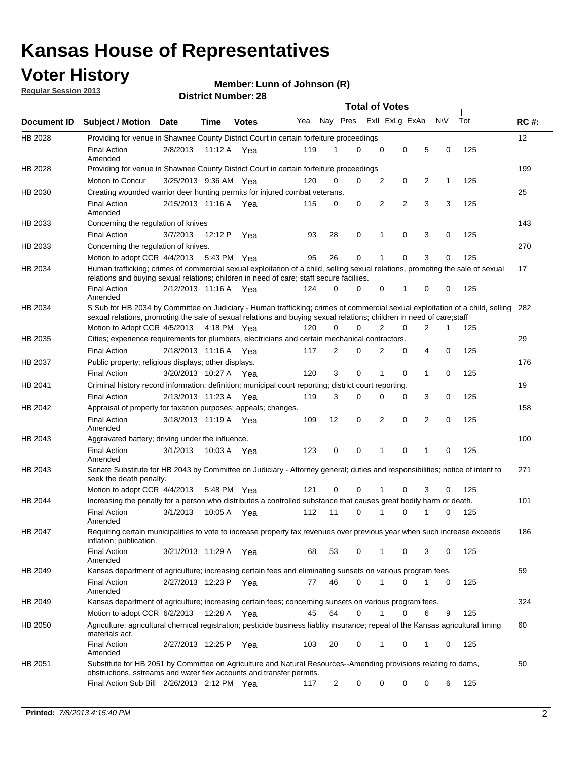# Kansas House of Representatives

## Voter History

**Regular Session 2013**

**Member: Lunn of Johnson (R)**

**District Number: 28**

| Document ID | Subject / Motion | Date | Time | Votes | Yea | Nay | Pres | ExII | ExLg | ExAb | N\V | Tot | RC #: |
|---|---|---|---|---|---|---|---|---|---|---|---|---|---|
| HB 2028 | Providing for venue in Shawnee County District Court in certain forfeiture proceedings | | | | | | | | | | | | 12 |
| | Final Action Amended | 2/8/2013 | 11:12 A | Yea | 119 | 1 | 0 | 0 | 0 | 5 | 0 | 125 | |
| HB 2028 | Providing for venue in Shawnee County District Court in certain forfeiture proceedings | | | | | | | | | | | | 199 |
| | Motion to Concur | 3/25/2013 | 9:36 AM | Yea | 120 | 0 | 0 | 2 | 0 | 2 | 1 | 125 | |
| HB 2030 | Creating wounded warrior deer hunting permits for injured combat veterans. | | | | | | | | | | | | 25 |
| | Final Action Amended | 2/15/2013 | 11:16 A | Yea | 115 | 0 | 0 | 2 | 2 | 3 | 3 | 125 | |
| HB 2033 | Concerning the regulation of knives | | | | | | | | | | | | 143 |
| | Final Action | 3/7/2013 | 12:12 P | Yea | 93 | 28 | 0 | 1 | 0 | 3 | 0 | 125 | |
| HB 2033 | Concerning the regulation of knives. | | | | | | | | | | | | 270 |
| | Motion to adopt CCR | 4/4/2013 | 5:43 PM | Yea | 95 | 26 | 0 | 1 | 0 | 3 | 0 | 125 | |
| HB 2034 | Human trafficking; crimes of commercial sexual exploitation of a child, selling sexual relations, promoting the sale of sexual relations and buying sexual relations; children in need of care; staff secure faciliies. | | | | | | | | | | | | 17 |
| | Final Action Amended | 2/12/2013 | 11:16 A | Yea | 124 | 0 | 0 | 0 | 1 | 0 | 0 | 125 | |
| HB 2034 | S Sub for HB 2034 by Committee on Judiciary - Human trafficking; crimes of commercial sexual exploitation of a child, selling sexual relations, promoting the sale of sexual relations and buying sexual relations; children in need of care;staff | | | | | | | | | | | | 282 |
| | Motion to Adopt CCR | 4/5/2013 | 4:18 PM | Yea | 120 | 0 | 0 | 2 | 0 | 2 | 1 | 125 | |
| HB 2035 | Cities; experience requirements for plumbers, electricians and certain mechanical contractors. | | | | | | | | | | | | 29 |
| | Final Action | 2/18/2013 | 11:16 A | Yea | 117 | 2 | 0 | 2 | 0 | 4 | 0 | 125 | |
| HB 2037 | Public property; religious displays; other displays. | | | | | | | | | | | | 176 |
| | Final Action | 3/20/2013 | 10:27 A | Yea | 120 | 3 | 0 | 1 | 0 | 1 | 0 | 125 | |
| HB 2041 | Criminal history record information; definition; municipal court reporting; district court reporting. | | | | | | | | | | | | 19 |
| | Final Action | 2/13/2013 | 11:23 A | Yea | 119 | 3 | 0 | 0 | 0 | 3 | 0 | 125 | |
| HB 2042 | Appraisal of property for taxation purposes; appeals; changes. | | | | | | | | | | | | 158 |
| | Final Action Amended | 3/18/2013 | 11:19 A | Yea | 109 | 12 | 0 | 2 | 0 | 2 | 0 | 125 | |
| HB 2043 | Aggravated battery; driving under the influence. | | | | | | | | | | | | 100 |
| | Final Action Amended | 3/1/2013 | 10:03 A | Yea | 123 | 0 | 0 | 1 | 0 | 1 | 0 | 125 | |
| HB 2043 | Senate Substitute for HB 2043 by Committee on Judiciary - Attorney general; duties and responsibilities; notice of intent to seek the death penalty. | | | | | | | | | | | | 271 |
| | Motion to adopt CCR | 4/4/2013 | 5:48 PM | Yea | 121 | 0 | 0 | 1 | 0 | 3 | 0 | 125 | |
| HB 2044 | Increasing the penalty for a person who distributes a controlled substance that causes great bodily harm or death. | | | | | | | | | | | | 101 |
| | Final Action Amended | 3/1/2013 | 10:05 A | Yea | 112 | 11 | 0 | 1 | 0 | 1 | 0 | 125 | |
| HB 2047 | Requiring certain municipalities to vote to increase property tax revenues over previous year when such increase exceeds inflation; publication. | | | | | | | | | | | | 186 |
| | Final Action Amended | 3/21/2013 | 11:29 A | Yea | 68 | 53 | 0 | 1 | 0 | 3 | 0 | 125 | |
| HB 2049 | Kansas department of agriculture; increasing certain fees and eliminating sunsets on various program fees. | | | | | | | | | | | | 59 |
| | Final Action Amended | 2/27/2013 | 12:23 P | Yea | 77 | 46 | 0 | 1 | 0 | 1 | 0 | 125 | |
| HB 2049 | Kansas department of agriculture; increasing certain fees; concerning sunsets on various program fees. | | | | | | | | | | | | 324 |
| | Motion to adopt CCR | 6/2/2013 | 12:28 A | Yea | 45 | 64 | 0 | 1 | 0 | 6 | 9 | 125 | |
| HB 2050 | Agriculture; agricultural chemical registration; pesticide business liablity insurance; repeal of the Kansas agricultural liming materials act. | | | | | | | | | | | | 60 |
| | Final Action Amended | 2/27/2013 | 12:25 P | Yea | 103 | 20 | 0 | 1 | 0 | 1 | 0 | 125 | |
| HB 2051 | Substitute for HB 2051 by Committee on Agriculture and Natural Resources--Amending provisions relating to dams, obstructions, sstreams and water flex accounts and transfer permits. | | | | | | | | | | | | 50 |
| | Final Action Sub Bill | 2/26/2013 | 2:12 PM | Yea | 117 | 2 | 0 | 0 | 0 | 0 | 6 | 125 | |

**Printed:** *7/8/2013 4:15:40 PM*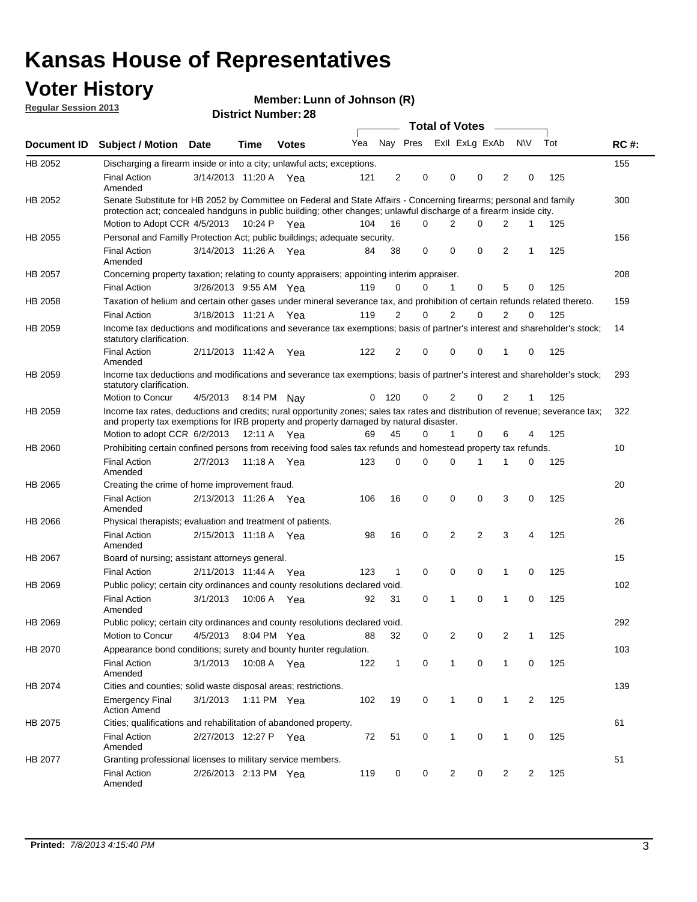# Kansas House of Representatives

## Voter History

**Regular Session 2013**

**Member: Lunn of Johnson (R)**

**District Number: 28**

| Document ID | Subject / Motion | Date | Time | Votes | Yea | Nay | Pres | ExlI | ExLg | ExAb | N\V | Tot | RC #: |
|---|---|---|---|---|---|---|---|---|---|---|---|---|---|
| HB 2052 | Discharging a firearm inside or into a city; unlawful acts; exceptions. | | | | | | | | | | | | 155 |
| | Final Action Amended | 3/14/2013 | 11:20 A | Yea | 121 | 2 | 0 | 0 | 0 | 2 | 0 | 125 | |
| HB 2052 | Senate Substitute for HB 2052 by Committee on Federal and State Affairs - Concerning firearms; personal and family protection act; concealed handguns in public building; other changes; unlawful discharge of a firearm inside city. | | | | | | | | | | | | 300 |
| | Motion to Adopt CCR | 4/5/2013 | 10:24 P | Yea | 104 | 16 | 0 | 2 | 0 | 2 | 1 | 125 | |
| HB 2055 | Personal and Familly Protection Act; public buildings; adequate security. | | | | | | | | | | | | 156 |
| | Final Action Amended | 3/14/2013 | 11:26 A | Yea | 84 | 38 | 0 | 0 | 0 | 2 | 1 | 125 | |
| HB 2057 | Concerning property taxation; relating to county appraisers; appointing interim appraiser. | | | | | | | | | | | | 208 |
| | Final Action | 3/26/2013 | 9:55 AM | Yea | 119 | 0 | 0 | 1 | 0 | 5 | 0 | 125 | |
| HB 2058 | Taxation of helium and certain other gases under mineral severance tax, and prohibition of certain refunds related thereto. | | | | | | | | | | | | 159 |
| | Final Action | 3/18/2013 | 11:21 A | Yea | 119 | 2 | 0 | 2 | 0 | 2 | 0 | 125 | |
| HB 2059 | Income tax deductions and modifications and severance tax exemptions; basis of partner's interest and shareholder's stock; statutory clarification. | | | | | | | | | | | | 14 |
| | Final Action Amended | 2/11/2013 | 11:42 A | Yea | 122 | 2 | 0 | 0 | 0 | 1 | 0 | 125 | |
| HB 2059 | Income tax deductions and modifications and severance tax exemptions; basis of partner's interest and shareholder's stock; statutory clarification. | | | | | | | | | | | | 293 |
| | Motion to Concur | 4/5/2013 | 8:14 PM | Nay | 0 | 120 | 0 | 2 | 0 | 2 | 1 | 125 | |
| HB 2059 | Income tax rates, deductions and credits; rural opportunity zones; sales tax rates and distribution of revenue; severance tax; and property tax exemptions for IRB property and property damaged by natural disaster. | | | | | | | | | | | | 322 |
| | Motion to adopt CCR | 6/2/2013 | 12:11 A | Yea | 69 | 45 | 0 | 1 | 0 | 6 | 4 | 125 | |
| HB 2060 | Prohibiting certain confined persons from receiving food sales tax refunds and homestead property tax refunds. | | | | | | | | | | | | 10 |
| | Final Action Amended | 2/7/2013 | 11:18 A | Yea | 123 | 0 | 0 | 0 | 1 | 1 | 0 | 125 | |
| HB 2065 | Creating the crime of home improvement fraud. | | | | | | | | | | | | 20 |
| | Final Action Amended | 2/13/2013 | 11:26 A | Yea | 106 | 16 | 0 | 0 | 0 | 3 | 0 | 125 | |
| HB 2066 | Physical therapists; evaluation and treatment of patients. | | | | | | | | | | | | 26 |
| | Final Action Amended | 2/15/2013 | 11:18 A | Yea | 98 | 16 | 0 | 2 | 2 | 3 | 4 | 125 | |
| HB 2067 | Board of nursing; assistant attorneys general. | | | | | | | | | | | | 15 |
| | Final Action | 2/11/2013 | 11:44 A | Yea | 123 | 1 | 0 | 0 | 0 | 1 | 0 | 125 | |
| HB 2069 | Public policy; certain city ordinances and county resolutions declared void. | | | | | | | | | | | | 102 |
| | Final Action Amended | 3/1/2013 | 10:06 A | Yea | 92 | 31 | 0 | 1 | 0 | 1 | 0 | 125 | |
| HB 2069 | Public policy; certain city ordinances and county resolutions declared void. | | | | | | | | | | | | 292 |
| | Motion to Concur | 4/5/2013 | 8:04 PM | Yea | 88 | 32 | 0 | 2 | 0 | 2 | 1 | 125 | |
| HB 2070 | Appearance bond conditions; surety and bounty hunter regulation. | | | | | | | | | | | | 103 |
| | Final Action Amended | 3/1/2013 | 10:08 A | Yea | 122 | 1 | 0 | 1 | 0 | 1 | 0 | 125 | |
| HB 2074 | Cities and counties; solid waste disposal areas; restrictions. | | | | | | | | | | | | 139 |
| | Emergency Final Action Amend | 3/1/2013 | 1:11 PM | Yea | 102 | 19 | 0 | 1 | 0 | 1 | 2 | 125 | |
| HB 2075 | Cities; qualifications and rehabilitation of abandoned property. | | | | | | | | | | | | 61 |
| | Final Action Amended | 2/27/2013 | 12:27 P | Yea | 72 | 51 | 0 | 1 | 0 | 1 | 0 | 125 | |
| HB 2077 | Granting professional licenses to military service members. | | | | | | | | | | | | 51 |
| | Final Action Amended | 2/26/2013 | 2:13 PM | Yea | 119 | 0 | 0 | 2 | 0 | 2 | 2 | 125 | |

**Printed:** *7/8/2013 4:15:40 PM*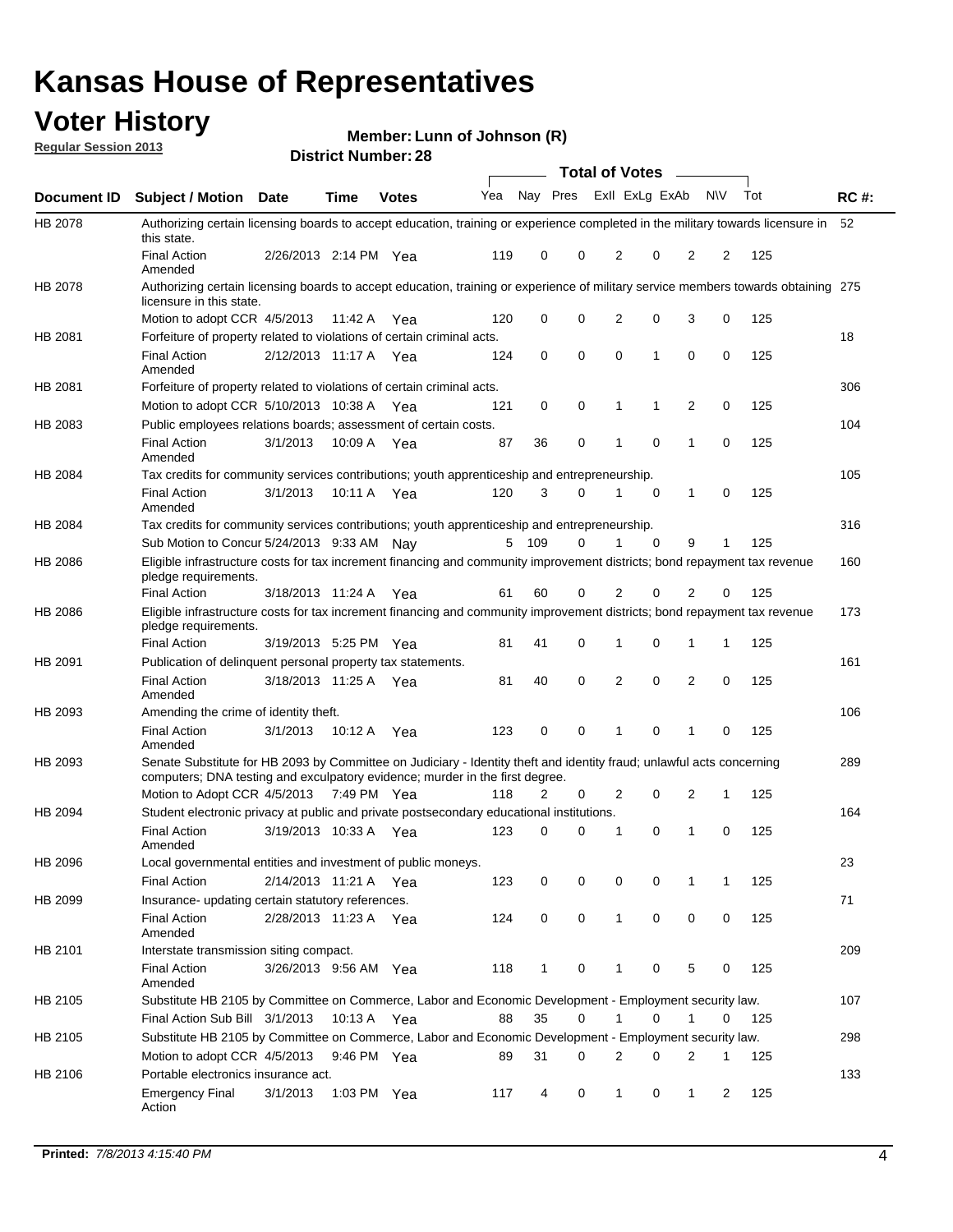# Kansas House of Representatives

## Voter History

**Regular Session 2013**

**Member: Lunn of Johnson (R)**

**District Number: 28**

| Document ID | Subject / Motion | Date | Time | Votes | Yea | Nay | Pres | ExlI | ExLg | ExAb | N\V | Tot | RC #: |
|---|---|---|---|---|---|---|---|---|---|---|---|---|---|
| HB 2078 | Authorizing certain licensing boards to accept education, training or experience completed in the military towards licensure in this state. | | | | | | | | | | | | 52 |
| | Final Action Amended | 2/26/2013 | 2:14 PM | Yea | 119 | 0 | 0 | 2 | 0 | 2 | 2 | 125 | |
| HB 2078 | Authorizing certain licensing boards to accept education, training or experience of military service members towards obtaining licensure in this state. | | | | | | | | | | | | 275 |
| | Motion to adopt CCR | 4/5/2013 | 11:42 A | Yea | 120 | 0 | 0 | 2 | 0 | 3 | 0 | 125 | |
| HB 2081 | Forfeiture of property related to violations of certain criminal acts. | | | | | | | | | | | | 18 |
| | Final Action Amended | 2/12/2013 | 11:17 A | Yea | 124 | 0 | 0 | 0 | 1 | 0 | 0 | 125 | |
| HB 2081 | Forfeiture of property related to violations of certain criminal acts. | | | | | | | | | | | | 306 |
| | Motion to adopt CCR | 5/10/2013 | 10:38 A | Yea | 121 | 0 | 0 | 1 | 1 | 2 | 0 | 125 | |
| HB 2083 | Public employees relations boards; assessment of certain costs. | | | | | | | | | | | | 104 |
| | Final Action Amended | 3/1/2013 | 10:09 A | Yea | 87 | 36 | 0 | 1 | 0 | 1 | 0 | 125 | |
| HB 2084 | Tax credits for community services contributions; youth apprenticeship and entrepreneurship. | | | | | | | | | | | | 105 |
| | Final Action Amended | 3/1/2013 | 10:11 A | Yea | 120 | 3 | 0 | 1 | 0 | 1 | 0 | 125 | |
| HB 2084 | Tax credits for community services contributions; youth apprenticeship and entrepreneurship. | | | | | | | | | | | | 316 |
| | Sub Motion to Concur | 5/24/2013 | 9:33 AM | Nay | 5 | 109 | 0 | 1 | 0 | 9 | 1 | 125 | |
| HB 2086 | Eligible infrastructure costs for tax increment financing and community improvement districts; bond repayment tax revenue pledge requirements. | | | | | | | | | | | | 160 |
| | Final Action | 3/18/2013 | 11:24 A | Yea | 61 | 60 | 0 | 2 | 0 | 2 | 0 | 125 | |
| HB 2086 | Eligible infrastructure costs for tax increment financing and community improvement districts; bond repayment tax revenue pledge requirements. | | | | | | | | | | | | 173 |
| | Final Action | 3/19/2013 | 5:25 PM | Yea | 81 | 41 | 0 | 1 | 0 | 1 | 1 | 125 | |
| HB 2091 | Publication of delinquent personal property tax statements. | | | | | | | | | | | | 161 |
| | Final Action Amended | 3/18/2013 | 11:25 A | Yea | 81 | 40 | 0 | 2 | 0 | 2 | 0 | 125 | |
| HB 2093 | Amending the crime of identity theft. | | | | | | | | | | | | 106 |
| | Final Action Amended | 3/1/2013 | 10:12 A | Yea | 123 | 0 | 0 | 1 | 0 | 1 | 0 | 125 | |
| HB 2093 | Senate Substitute for HB 2093 by Committee on Judiciary - Identity theft and identity fraud; unlawful acts concerning computers; DNA testing and exculpatory evidence; murder in the first degree. | | | | | | | | | | | | 289 |
| | Motion to Adopt CCR | 4/5/2013 | 7:49 PM | Yea | 118 | 2 | 0 | 2 | 0 | 2 | 1 | 125 | |
| HB 2094 | Student electronic privacy at public and private postsecondary educational institutions. | | | | | | | | | | | | 164 |
| | Final Action Amended | 3/19/2013 | 10:33 A | Yea | 123 | 0 | 0 | 1 | 0 | 1 | 0 | 125 | |
| HB 2096 | Local governmental entities and investment of public moneys. | | | | | | | | | | | | 23 |
| | Final Action | 2/14/2013 | 11:21 A | Yea | 123 | 0 | 0 | 0 | 0 | 1 | 1 | 125 | |
| HB 2099 | Insurance- updating certain statutory references. | | | | | | | | | | | | 71 |
| | Final Action Amended | 2/28/2013 | 11:23 A | Yea | 124 | 0 | 0 | 1 | 0 | 0 | 0 | 125 | |
| HB 2101 | Interstate transmission siting compact. | | | | | | | | | | | | 209 |
| | Final Action Amended | 3/26/2013 | 9:56 AM | Yea | 118 | 1 | 0 | 1 | 0 | 5 | 0 | 125 | |
| HB 2105 | Substitute HB 2105 by Committee on Commerce, Labor and Economic Development - Employment security law. | | | | | | | | | | | | 107 |
| | Final Action Sub Bill | 3/1/2013 | 10:13 A | Yea | 88 | 35 | 0 | 1 | 0 | 1 | 0 | 125 | |
| HB 2105 | Substitute HB 2105 by Committee on Commerce, Labor and Economic Development - Employment security law. | | | | | | | | | | | | 298 |
| | Motion to adopt CCR | 4/5/2013 | 9:46 PM | Yea | 89 | 31 | 0 | 2 | 0 | 2 | 1 | 125 | |
| HB 2106 | Portable electronics insurance act. | | | | | | | | | | | | 133 |
| | Emergency Final Action | 3/1/2013 | 1:03 PM | Yea | 117 | 4 | 0 | 1 | 0 | 1 | 2 | 125 | |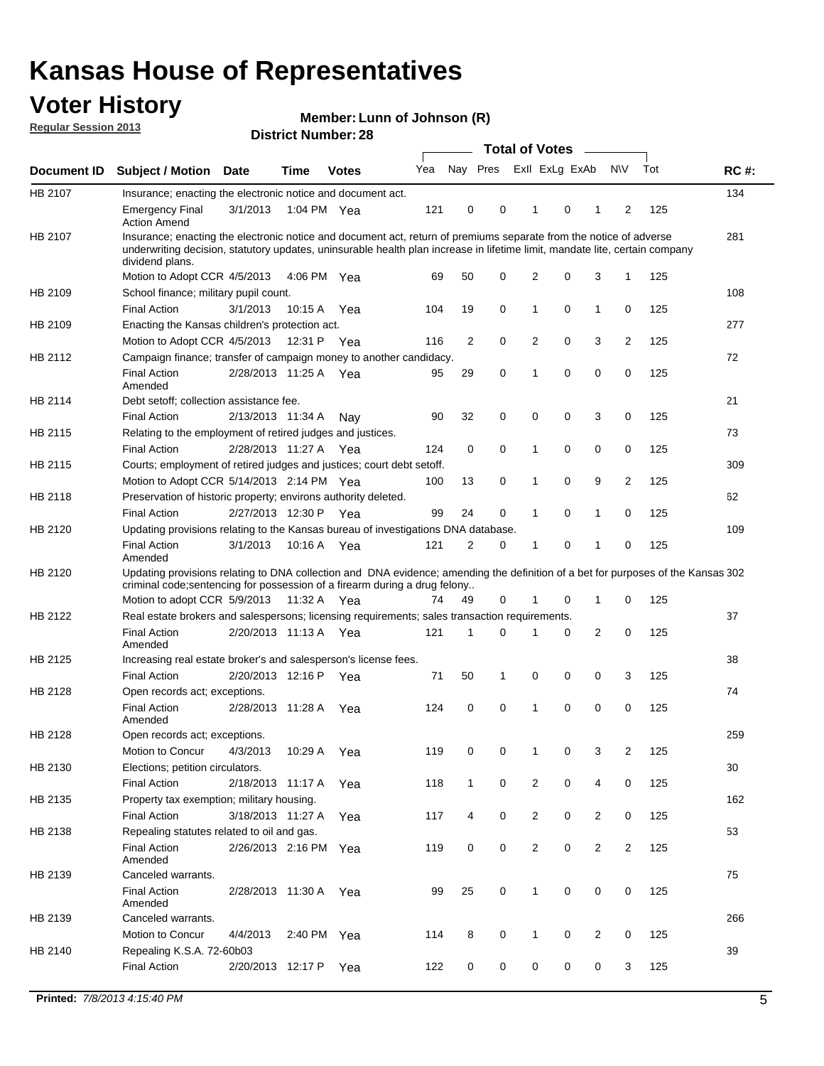# Kansas House of Representatives

## Voter History

**Regular Session 2013**

**Member: Lunn of Johnson (R)**

**District Number: 28**

| Document ID | Subject / Motion | Date | Time | Votes | Yea | Nay | Pres | ExII | ExLg | ExAb | N\V | Tot | RC #: |
|---|---|---|---|---|---|---|---|---|---|---|---|---|---|
| HB 2107 | Insurance; enacting the electronic notice and document act. | | | | | | | | | | | | 134 |
| | Emergency Final Action Amend | 3/1/2013 | 1:04 PM | Yea | 121 | 0 | 0 | 1 | 0 | 1 | 2 | 125 | |
| HB 2107 | Insurance; enacting the electronic notice and document act, return of premiums separate from the notice of adverse underwriting decision, statutory updates, uninsurable health plan increase in lifetime limit, mandate lite, certain company dividend plans. | | | | | | | | | | | | 281 |
| | Motion to Adopt CCR | 4/5/2013 | 4:06 PM | Yea | 69 | 50 | 0 | 2 | 0 | 3 | 1 | 125 | |
| HB 2109 | School finance; military pupil count. | | | | | | | | | | | | 108 |
| | Final Action | 3/1/2013 | 10:15 A | Yea | 104 | 19 | 0 | 1 | 0 | 1 | 0 | 125 | |
| HB 2109 | Enacting the Kansas children's protection act. | | | | | | | | | | | | 277 |
| | Motion to Adopt CCR | 4/5/2013 | 12:31 P | Yea | 116 | 2 | 0 | 2 | 0 | 3 | 2 | 125 | |
| HB 2112 | Campaign finance; transfer of campaign money to another candidacy. | | | | | | | | | | | | 72 |
| | Final Action Amended | 2/28/2013 | 11:25 A | Yea | 95 | 29 | 0 | 1 | 0 | 0 | 0 | 125 | |
| HB 2114 | Debt setoff; collection assistance fee. | | | | | | | | | | | | 21 |
| | Final Action | 2/13/2013 | 11:34 A | Nay | 90 | 32 | 0 | 0 | 0 | 3 | 0 | 125 | |
| HB 2115 | Relating to the employment of retired judges and justices. | | | | | | | | | | | | 73 |
| | Final Action | 2/28/2013 | 11:27 A | Yea | 124 | 0 | 0 | 1 | 0 | 0 | 0 | 125 | |
| HB 2115 | Courts; employment of retired judges and justices; court debt setoff. | | | | | | | | | | | | 309 |
| | Motion to Adopt CCR | 5/14/2013 | 2:14 PM | Yea | 100 | 13 | 0 | 1 | 0 | 9 | 2 | 125 | |
| HB 2118 | Preservation of historic property; environs authority deleted. | | | | | | | | | | | | 62 |
| | Final Action | 2/27/2013 | 12:30 P | Yea | 99 | 24 | 0 | 1 | 0 | 1 | 0 | 125 | |
| HB 2120 | Updating provisions relating to the Kansas bureau of investigations DNA database. | | | | | | | | | | | | 109 |
| | Final Action Amended | 3/1/2013 | 10:16 A | Yea | 121 | 2 | 0 | 1 | 0 | 1 | 0 | 125 | |
| HB 2120 | Updating provisions relating to DNA collection and DNA evidence; amending the definition of a bet for purposes of the Kansas criminal code;sentencing for possession of a firearm during a drug felony.. | | | | | | | | | | | | 302 |
| | Motion to adopt CCR | 5/9/2013 | 11:32 A | Yea | 74 | 49 | 0 | 1 | 0 | 1 | 0 | 125 | |
| HB 2122 | Real estate brokers and salespersons; licensing requirements; sales transaction requirements. | | | | | | | | | | | | 37 |
| | Final Action Amended | 2/20/2013 | 11:13 A | Yea | 121 | 1 | 0 | 1 | 0 | 2 | 0 | 125 | |
| HB 2125 | Increasing real estate broker's and salesperson's license fees. | | | | | | | | | | | | 38 |
| | Final Action | 2/20/2013 | 12:16 P | Yea | 71 | 50 | 1 | 0 | 0 | 0 | 3 | 125 | |
| HB 2128 | Open records act; exceptions. | | | | | | | | | | | | 74 |
| | Final Action Amended | 2/28/2013 | 11:28 A | Yea | 124 | 0 | 0 | 1 | 0 | 0 | 0 | 125 | |
| HB 2128 | Open records act; exceptions. | | | | | | | | | | | | 259 |
| | Motion to Concur | 4/3/2013 | 10:29 A | Yea | 119 | 0 | 0 | 1 | 0 | 3 | 2 | 125 | |
| HB 2130 | Elections; petition circulators. | | | | | | | | | | | | 30 |
| | Final Action | 2/18/2013 | 11:17 A | Yea | 118 | 1 | 0 | 2 | 0 | 4 | 0 | 125 | |
| HB 2135 | Property tax exemption; military housing. | | | | | | | | | | | | 162 |
| | Final Action | 3/18/2013 | 11:27 A | Yea | 117 | 4 | 0 | 2 | 0 | 2 | 0 | 125 | |
| HB 2138 | Repealing statutes related to oil and gas. | | | | | | | | | | | | 53 |
| | Final Action Amended | 2/26/2013 | 2:16 PM | Yea | 119 | 0 | 0 | 2 | 0 | 2 | 2 | 125 | |
| HB 2139 | Canceled warrants. | | | | | | | | | | | | 75 |
| | Final Action Amended | 2/28/2013 | 11:30 A | Yea | 99 | 25 | 0 | 1 | 0 | 0 | 0 | 125 | |
| HB 2139 | Canceled warrants. | | | | | | | | | | | | 266 |
| | Motion to Concur | 4/4/2013 | 2:40 PM | Yea | 114 | 8 | 0 | 1 | 0 | 2 | 0 | 125 | |
| HB 2140 | Repealing K.S.A. 72-60b03 | | | | | | | | | | | | 39 |
| | Final Action | 2/20/2013 | 12:17 P | Yea | 122 | 0 | 0 | 0 | 0 | 0 | 3 | 125 | |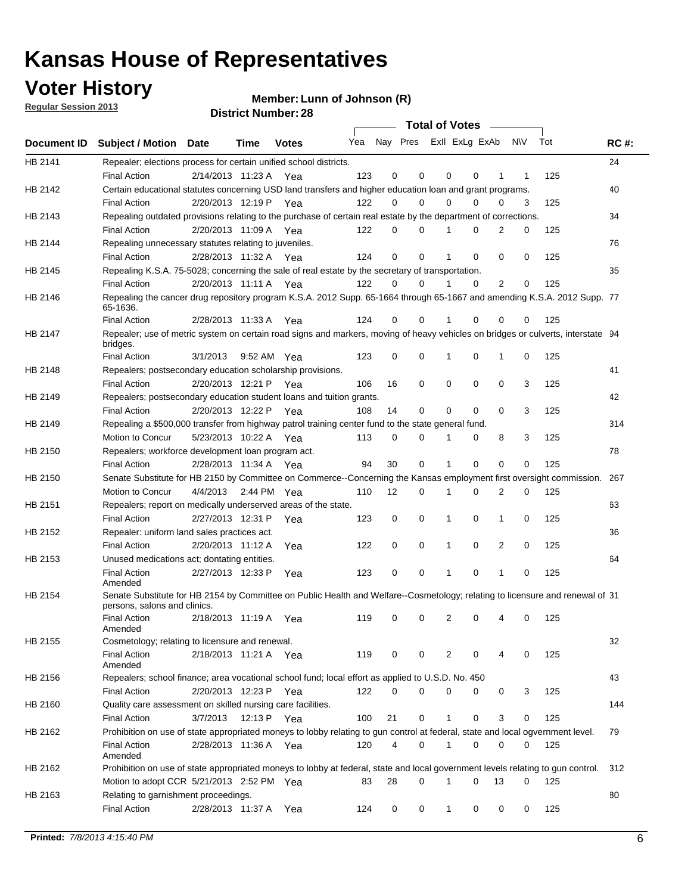# Kansas House of Representatives

## Voter History

**Regular Session 2013**

**Member: Lunn of Johnson (R)**

**District Number: 28**

| Document ID | Subject / Motion | Date | Time | Votes | Yea | Nay | Pres | ExII | ExLg | ExAb | N\V | Tot | RC #: |
|---|---|---|---|---|---|---|---|---|---|---|---|---|---|
| HB 2141 | Repealer; elections process for certain unified school districts. | | | | | | | | | | | | 24 |
| | Final Action | 2/14/2013 | 11:23 A | Yea | 123 | 0 | 0 | 0 | 0 | 1 | 1 | 125 | |
| HB 2142 | Certain educational statutes concerning USD land transfers and higher education loan and grant programs. | | | | | | | | | | | | 40 |
| | Final Action | 2/20/2013 | 12:19 P | Yea | 122 | 0 | 0 | 0 | 0 | 0 | 3 | 125 | |
| HB 2143 | Repealing outdated provisions relating to the purchase of certain real estate by the department of corrections. | | | | | | | | | | | | 34 |
| | Final Action | 2/20/2013 | 11:09 A | Yea | 122 | 0 | 0 | 1 | 0 | 2 | 0 | 125 | |
| HB 2144 | Repealing unnecessary statutes relating to juveniles. | | | | | | | | | | | | 76 |
| | Final Action | 2/28/2013 | 11:32 A | Yea | 124 | 0 | 0 | 1 | 0 | 0 | 0 | 125 | |
| HB 2145 | Repealing K.S.A. 75-5028; concerning the sale of real estate by the secretary of transportation. | | | | | | | | | | | | 35 |
| | Final Action | 2/20/2013 | 11:11 A | Yea | 122 | 0 | 0 | 1 | 0 | 2 | 0 | 125 | |
| HB 2146 | Repealing the cancer drug repository program K.S.A. 2012 Supp. 65-1664 through 65-1667 and amending K.S.A. 2012 Supp. 65-1636. | | | | | | | | | | | | 77 |
| | Final Action | 2/28/2013 | 11:33 A | Yea | 124 | 0 | 0 | 1 | 0 | 0 | 0 | 125 | |
| HB 2147 | Repealer; use of metric system on certain road signs and markers, moving of heavy vehicles on bridges or culverts, interstate bridges. | | | | | | | | | | | | 94 |
| | Final Action | 3/1/2013 | 9:52 AM | Yea | 123 | 0 | 0 | 1 | 0 | 1 | 0 | 125 | |
| HB 2148 | Repealers; postsecondary education scholarship provisions. | | | | | | | | | | | | 41 |
| | Final Action | 2/20/2013 | 12:21 P | Yea | 106 | 16 | 0 | 0 | 0 | 0 | 3 | 125 | |
| HB 2149 | Repealers; postsecondary education student loans and tuition grants. | | | | | | | | | | | | 42 |
| | Final Action | 2/20/2013 | 12:22 P | Yea | 108 | 14 | 0 | 0 | 0 | 0 | 3 | 125 | |
| HB 2149 | Repealing a $500,000 transfer from highway patrol training center fund to the state general fund. | | | | | | | | | | | | 314 |
| | Motion to Concur | 5/23/2013 | 10:22 A | Yea | 113 | 0 | 0 | 1 | 0 | 8 | 3 | 125 | |
| HB 2150 | Repealers; workforce development loan program act. | | | | | | | | | | | | 78 |
| | Final Action | 2/28/2013 | 11:34 A | Yea | 94 | 30 | 0 | 1 | 0 | 0 | 0 | 125 | |
| HB 2150 | Senate Substitute for HB 2150 by Committee on Commerce--Concerning the Kansas employment first oversight commission. | | | | | | | | | | | | 267 |
| | Motion to Concur | 4/4/2013 | 2:44 PM | Yea | 110 | 12 | 0 | 1 | 0 | 2 | 0 | 125 | |
| HB 2151 | Repealers; report on medically underserved areas of the state. | | | | | | | | | | | | 63 |
| | Final Action | 2/27/2013 | 12:31 P | Yea | 123 | 0 | 0 | 1 | 0 | 1 | 0 | 125 | |
| HB 2152 | Repealer: uniform land sales practices act. | | | | | | | | | | | | 36 |
| | Final Action | 2/20/2013 | 11:12 A | Yea | 122 | 0 | 0 | 1 | 0 | 2 | 0 | 125 | |
| HB 2153 | Unused medications act; dontating entities. | | | | | | | | | | | | 64 |
| | Final Action Amended | 2/27/2013 | 12:33 P | Yea | 123 | 0 | 0 | 1 | 0 | 1 | 0 | 125 | |
| HB 2154 | Senate Substitute for HB 2154 by Committee on Public Health and Welfare--Cosmetology; relating to licensure and renewal of persons, salons and clinics. | | | | | | | | | | | | 31 |
| | Final Action Amended | 2/18/2013 | 11:19 A | Yea | 119 | 0 | 0 | 2 | 0 | 4 | 0 | 125 | |
| HB 2155 | Cosmetology; relating to licensure and renewal. | | | | | | | | | | | | 32 |
| | Final Action Amended | 2/18/2013 | 11:21 A | Yea | 119 | 0 | 0 | 2 | 0 | 4 | 0 | 125 | |
| HB 2156 | Repealers; school finance; area vocational school fund; local effort as applied to U.S.D. No. 450 | | | | | | | | | | | | 43 |
| | Final Action | 2/20/2013 | 12:23 P | Yea | 122 | 0 | 0 | 0 | 0 | 0 | 3 | 125 | |
| HB 2160 | Quality care assessment on skilled nursing care facilities. | | | | | | | | | | | | 144 |
| | Final Action | 3/7/2013 | 12:13 P | Yea | 100 | 21 | 0 | 1 | 0 | 3 | 0 | 125 | |
| HB 2162 | Prohibition on use of state appropriated moneys to lobby relating to gun control at federal, state and local ogvernment level. | | | | | | | | | | | | 79 |
| | Final Action Amended | 2/28/2013 | 11:36 A | Yea | 120 | 4 | 0 | 1 | 0 | 0 | 0 | 125 | |
| HB 2162 | Prohibition on use of state appropriated moneys to lobby at federal, state and local government levels relating to gun control. | | | | | | | | | | | | 312 |
| | Motion to adopt CCR | 5/21/2013 | 2:52 PM | Yea | 83 | 28 | 0 | 1 | 0 | 13 | 0 | 125 | |
| HB 2163 | Relating to garnishment proceedings. | | | | | | | | | | | | 80 |
| | Final Action | 2/28/2013 | 11:37 A | Yea | 124 | 0 | 0 | 1 | 0 | 0 | 0 | 125 | |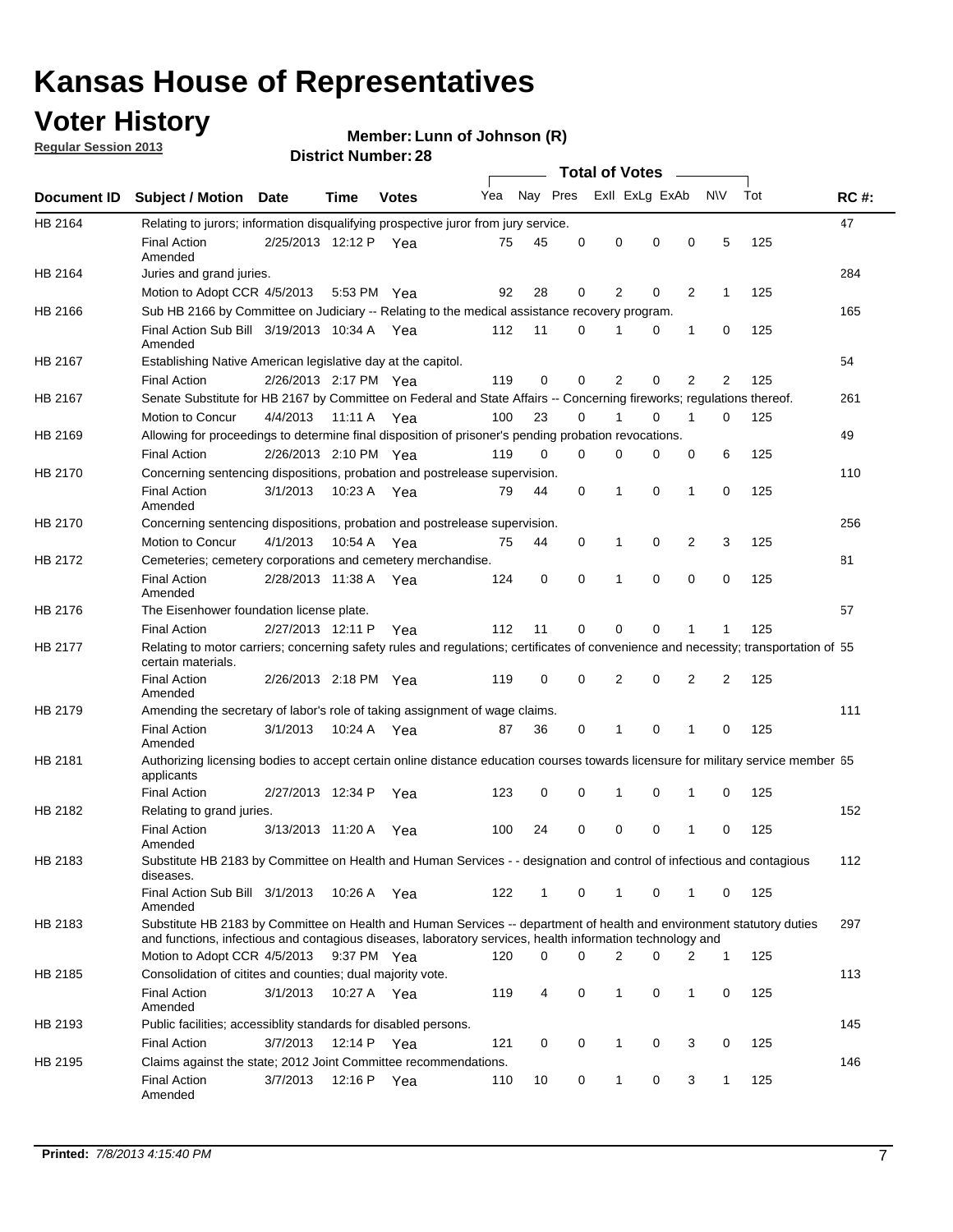# Kansas House of Representatives

## Voter History

**Regular Session 2013**

**Member: Lunn of Johnson (R)**

**District Number: 28**

| Document ID | Subject / Motion | Date | Time | Votes | Yea | Nay | Pres | ExII | ExLg | ExAb | N\V | Tot | RC #: |
|---|---|---|---|---|---|---|---|---|---|---|---|---|---|
| HB 2164 | Relating to jurors; information disqualifying prospective juror from jury service. | | | | | | | | | | | | 47 |
| | Final Action Amended | 2/25/2013 | 12:12 P | Yea | 75 | 45 | 0 | 0 | 0 | 0 | 5 | 125 | |
| HB 2164 | Juries and grand juries. | | | | | | | | | | | | 284 |
| | Motion to Adopt CCR | 4/5/2013 | 5:53 PM | Yea | 92 | 28 | 0 | 2 | 0 | 2 | 1 | 125 | |
| HB 2166 | Sub HB 2166 by Committee on Judiciary -- Relating to the medical assistance recovery program. | | | | | | | | | | | | 165 |
| | Final Action Sub Bill Amended | 3/19/2013 | 10:34 A | Yea | 112 | 11 | 0 | 1 | 0 | 1 | 0 | 125 | |
| HB 2167 | Establishing Native American legislative day at the capitol. | | | | | | | | | | | | 54 |
| | Final Action | 2/26/2013 | 2:17 PM | Yea | 119 | 0 | 0 | 2 | 0 | 2 | 2 | 125 | |
| HB 2167 | Senate Substitute for HB 2167 by Committee on Federal and State Affairs -- Concerning fireworks; regulations thereof. | | | | | | | | | | | | 261 |
| | Motion to Concur | 4/4/2013 | 11:11 A | Yea | 100 | 23 | 0 | 1 | 0 | 1 | 0 | 125 | |
| HB 2169 | Allowing for proceedings to determine final disposition of prisoner's pending probation revocations. | | | | | | | | | | | | 49 |
| | Final Action | 2/26/2013 | 2:10 PM | Yea | 119 | 0 | 0 | 0 | 0 | 0 | 6 | 125 | |
| HB 2170 | Concerning sentencing dispositions, probation and postrelease supervision. | | | | | | | | | | | | 110 |
| | Final Action Amended | 3/1/2013 | 10:23 A | Yea | 79 | 44 | 0 | 1 | 0 | 1 | 0 | 125 | |
| HB 2170 | Concerning sentencing dispositions, probation and postrelease supervision. | | | | | | | | | | | | 256 |
| | Motion to Concur | 4/1/2013 | 10:54 A | Yea | 75 | 44 | 0 | 1 | 0 | 2 | 3 | 125 | |
| HB 2172 | Cemeteries; cemetery corporations and cemetery merchandise. | | | | | | | | | | | | 81 |
| | Final Action Amended | 2/28/2013 | 11:38 A | Yea | 124 | 0 | 0 | 1 | 0 | 0 | 0 | 125 | |
| HB 2176 | The Eisenhower foundation license plate. | | | | | | | | | | | | 57 |
| | Final Action | 2/27/2013 | 12:11 P | Yea | 112 | 11 | 0 | 0 | 0 | 1 | 1 | 125 | |
| HB 2177 | Relating to motor carriers; concerning safety rules and regulations; certificates of convenience and necessity; transportation of certain materials. | | | | | | | | | | | | 55 |
| | Final Action Amended | 2/26/2013 | 2:18 PM | Yea | 119 | 0 | 0 | 2 | 0 | 2 | 2 | 125 | |
| HB 2179 | Amending the secretary of labor's role of taking assignment of wage claims. | | | | | | | | | | | | 111 |
| | Final Action Amended | 3/1/2013 | 10:24 A | Yea | 87 | 36 | 0 | 1 | 0 | 1 | 0 | 125 | |
| HB 2181 | Authorizing licensing bodies to accept certain online distance education courses towards licensure for military service member applicants | | | | | | | | | | | | 65 |
| | Final Action | 2/27/2013 | 12:34 P | Yea | 123 | 0 | 0 | 1 | 0 | 1 | 0 | 125 | |
| HB 2182 | Relating to grand juries. | | | | | | | | | | | | 152 |
| | Final Action Amended | 3/13/2013 | 11:20 A | Yea | 100 | 24 | 0 | 0 | 0 | 1 | 0 | 125 | |
| HB 2183 | Substitute HB 2183 by Committee on Health and Human Services - - designation and control of infectious and contagious diseases. | | | | | | | | | | | | 112 |
| | Final Action Sub Bill Amended | 3/1/2013 | 10:26 A | Yea | 122 | 1 | 0 | 1 | 0 | 1 | 0 | 125 | |
| HB 2183 | Substitute HB 2183 by Committee on Health and Human Services -- department of health and environment statutory duties and functions, infectious and contagious diseases, laboratory services, health information technology and | | | | | | | | | | | | 297 |
| | Motion to Adopt CCR | 4/5/2013 | 9:37 PM | Yea | 120 | 0 | 0 | 2 | 0 | 2 | 1 | 125 | |
| HB 2185 | Consolidation of citites and counties; dual majority vote. | | | | | | | | | | | | 113 |
| | Final Action Amended | 3/1/2013 | 10:27 A | Yea | 119 | 4 | 0 | 1 | 0 | 1 | 0 | 125 | |
| HB 2193 | Public facilities; accessiblity standards for disabled persons. | | | | | | | | | | | | 145 |
| | Final Action | 3/7/2013 | 12:14 P | Yea | 121 | 0 | 0 | 1 | 0 | 3 | 0 | 125 | |
| HB 2195 | Claims against the state; 2012 Joint Committee recommendations. | | | | | | | | | | | | 146 |
| | Final Action Amended | 3/7/2013 | 12:16 P | Yea | 110 | 10 | 0 | 1 | 0 | 3 | 1 | 125 | |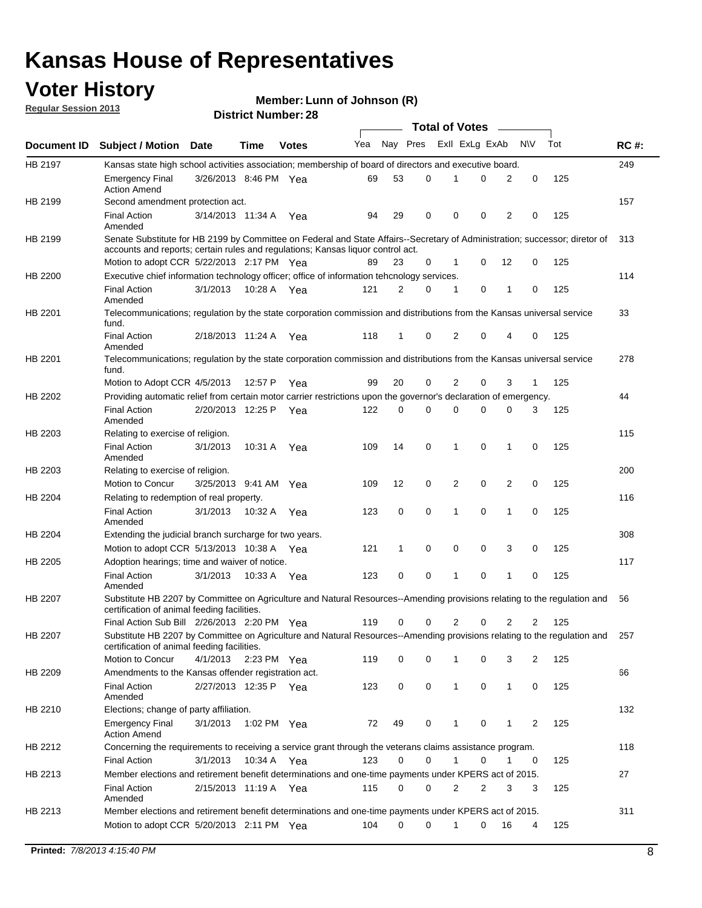# Kansas House of Representatives

## Voter History

**Regular Session 2013**

**Member: Lunn of Johnson (R)**

**District Number: 28**

| Document ID | Subject / Motion | Date | Time | Votes | Yea | Nay | Pres | ExII | ExLg | ExAb | N\V | Tot | RC #: |
|---|---|---|---|---|---|---|---|---|---|---|---|---|---|
| HB 2197 | Kansas state high school activities association; membership of board of directors and executive board. | | | | | | | | | | | | 249 |
| | Emergency Final Action Amend | 3/26/2013 | 8:46 PM | Yea | 69 | 53 | 0 | 1 | 0 | 2 | 0 | 125 | |
| HB 2199 | Second amendment protection act. | | | | | | | | | | | | 157 |
| | Final Action Amended | 3/14/2013 | 11:34 A | Yea | 94 | 29 | 0 | 0 | 0 | 2 | 0 | 125 | |
| HB 2199 | Senate Substitute for HB 2199 by Committee on Federal and State Affairs--Secretary of Administration; successor; diretor of accounts and reports; certain rules and regulations; Kansas liquor control act. | | | | | | | | | | | | 313 |
| | Motion to adopt CCR | 5/22/2013 | 2:17 PM | Yea | 89 | 23 | 0 | 1 | 0 | 12 | 0 | 125 | |
| HB 2200 | Executive chief information technology officer; office of information tehcnology services. | | | | | | | | | | | | 114 |
| | Final Action Amended | 3/1/2013 | 10:28 A | Yea | 121 | 2 | 0 | 1 | 0 | 1 | 0 | 125 | |
| HB 2201 | Telecommunications; regulation by the state corporation commission and distributions from the Kansas universal service fund. | | | | | | | | | | | | 33 |
| | Final Action Amended | 2/18/2013 | 11:24 A | Yea | 118 | 1 | 0 | 2 | 0 | 4 | 0 | 125 | |
| HB 2201 | Telecommunications; regulation by the state corporation commission and distributions from the Kansas universal service fund. | | | | | | | | | | | | 278 |
| | Motion to Adopt CCR | 4/5/2013 | 12:57 P | Yea | 99 | 20 | 0 | 2 | 0 | 3 | 1 | 125 | |
| HB 2202 | Providing automatic relief from certain motor carrier restrictions upon the governor's declaration of emergency. | | | | | | | | | | | | 44 |
| | Final Action Amended | 2/20/2013 | 12:25 P | Yea | 122 | 0 | 0 | 0 | 0 | 0 | 3 | 125 | |
| HB 2203 | Relating to exercise of religion. | | | | | | | | | | | | 115 |
| | Final Action Amended | 3/1/2013 | 10:31 A | Yea | 109 | 14 | 0 | 1 | 0 | 1 | 0 | 125 | |
| HB 2203 | Relating to exercise of religion. | | | | | | | | | | | | 200 |
| | Motion to Concur | 3/25/2013 | 9:41 AM | Yea | 109 | 12 | 0 | 2 | 0 | 2 | 0 | 125 | |
| HB 2204 | Relating to redemption of real property. | | | | | | | | | | | | 116 |
| | Final Action Amended | 3/1/2013 | 10:32 A | Yea | 123 | 0 | 0 | 1 | 0 | 1 | 0 | 125 | |
| HB 2204 | Extending the judicial branch surcharge for two years. | | | | | | | | | | | | 308 |
| | Motion to adopt CCR | 5/13/2013 | 10:38 A | Yea | 121 | 1 | 0 | 0 | 0 | 3 | 0 | 125 | |
| HB 2205 | Adoption hearings; time and waiver of notice. | | | | | | | | | | | | 117 |
| | Final Action Amended | 3/1/2013 | 10:33 A | Yea | 123 | 0 | 0 | 1 | 0 | 1 | 0 | 125 | |
| HB 2207 | Substitute HB 2207 by Committee on Agriculture and Natural Resources--Amending provisions relating to the regulation and certification of animal feeding facilities. | | | | | | | | | | | | 56 |
| | Final Action Sub Bill | 2/26/2013 | 2:20 PM | Yea | 119 | 0 | 0 | 2 | 0 | 2 | 2 | 125 | |
| HB 2207 | Substitute HB 2207 by Committee on Agriculture and Natural Resources--Amending provisions relating to the regulation and certification of animal feeding facilities. | | | | | | | | | | | | 257 |
| | Motion to Concur | 4/1/2013 | 2:23 PM | Yea | 119 | 0 | 0 | 1 | 0 | 3 | 2 | 125 | |
| HB 2209 | Amendments to the Kansas offender registration act. | | | | | | | | | | | | 66 |
| | Final Action Amended | 2/27/2013 | 12:35 P | Yea | 123 | 0 | 0 | 1 | 0 | 1 | 0 | 125 | |
| HB 2210 | Elections; change of party affiliation. | | | | | | | | | | | | 132 |
| | Emergency Final Action Amend | 3/1/2013 | 1:02 PM | Yea | 72 | 49 | 0 | 1 | 0 | 1 | 2 | 125 | |
| HB 2212 | Concerning the requirements to receiving a service grant through the veterans claims assistance program. | | | | | | | | | | | | 118 |
| | Final Action | 3/1/2013 | 10:34 A | Yea | 123 | 0 | 0 | 1 | 0 | 1 | 0 | 125 | |
| HB 2213 | Member elections and retirement benefit determinations and one-time payments under KPERS act of 2015. | | | | | | | | | | | | 27 |
| | Final Action Amended | 2/15/2013 | 11:19 A | Yea | 115 | 0 | 0 | 2 | 2 | 3 | 3 | 125 | |
| HB 2213 | Member elections and retirement benefit determinations and one-time payments under KPERS act of 2015. | | | | | | | | | | | | 311 |
| | Motion to adopt CCR | 5/20/2013 | 2:11 PM | Yea | 104 | 0 | 0 | 1 | 0 | 16 | 4 | 125 | |

**Printed:** 7/8/2013 4:15:40 PM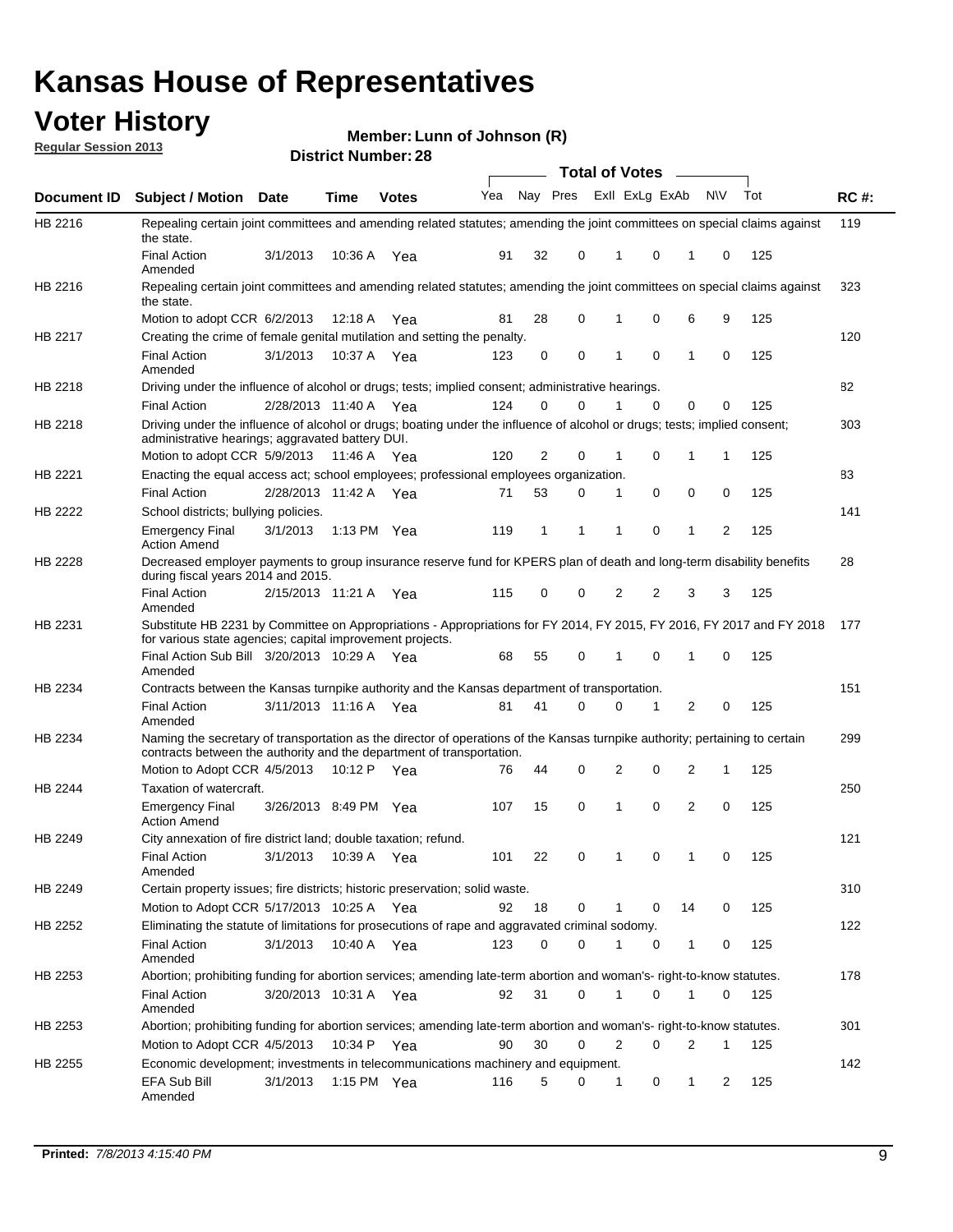# Kansas House of Representatives

## Voter History

**Regular Session 2013**

**Member: Lunn of Johnson (R)**

**District Number: 28**

| Document ID | Subject / Motion | Date | Time | Votes | Yea | Nay | Pres | ExII | ExLg | ExAb | N\V | Tot | RC #: |
|---|---|---|---|---|---|---|---|---|---|---|---|---|---|
| HB 2216 | Repealing certain joint committees and amending related statutes; amending the joint committees on special claims against the state. | | | | | | | | | | | | 119 |
| | Final Action Amended | 3/1/2013 | 10:36 A | Yea | 91 | 32 | 0 | 1 | 0 | 1 | 0 | 125 | |
| HB 2216 | Repealing certain joint committees and amending related statutes; amending the joint committees on special claims against the state. | | | | | | | | | | | | 323 |
| | Motion to adopt CCR | 6/2/2013 | 12:18 A | Yea | 81 | 28 | 0 | 1 | 0 | 6 | 9 | 125 | |
| HB 2217 | Creating the crime of female genital mutilation and setting the penalty. | | | | | | | | | | | | 120 |
| | Final Action Amended | 3/1/2013 | 10:37 A | Yea | 123 | 0 | 0 | 1 | 0 | 1 | 0 | 125 | |
| HB 2218 | Driving under the influence of alcohol or drugs; tests; implied consent; administrative hearings. | | | | | | | | | | | | 82 |
| | Final Action | 2/28/2013 | 11:40 A | Yea | 124 | 0 | 0 | 1 | 0 | 0 | 0 | 125 | |
| HB 2218 | Driving under the influence of alcohol or drugs; boating under the influence of alcohol or drugs; tests; implied consent; administrative hearings; aggravated battery DUI. | | | | | | | | | | | | 303 |
| | Motion to adopt CCR | 5/9/2013 | 11:46 A | Yea | 120 | 2 | 0 | 1 | 0 | 1 | 1 | 125 | |
| HB 2221 | Enacting the equal access act; school employees; professional employees organization. | | | | | | | | | | | | 83 |
| | Final Action | 2/28/2013 | 11:42 A | Yea | 71 | 53 | 0 | 1 | 0 | 0 | 0 | 125 | |
| HB 2222 | School districts; bullying policies. | | | | | | | | | | | | 141 |
| | Emergency Final Action Amend | 3/1/2013 | 1:13 PM | Yea | 119 | 1 | 1 | 1 | 0 | 1 | 2 | 125 | |
| HB 2228 | Decreased employer payments to group insurance reserve fund for KPERS plan of death and long-term disability benefits during fiscal years 2014 and 2015. | | | | | | | | | | | | 28 |
| | Final Action Amended | 2/15/2013 | 11:21 A | Yea | 115 | 0 | 0 | 2 | 2 | 3 | 3 | 125 | |
| HB 2231 | Substitute HB 2231 by Committee on Appropriations - Appropriations for FY 2014, FY 2015, FY 2016, FY 2017 and FY 2018 for various state agencies; capital improvement projects. | | | | | | | | | | | | 177 |
| | Final Action Sub Bill Amended | 3/20/2013 | 10:29 A | Yea | 68 | 55 | 0 | 1 | 0 | 1 | 0 | 125 | |
| HB 2234 | Contracts between the Kansas turnpike authority and the Kansas department of transportation. | | | | | | | | | | | | 151 |
| | Final Action Amended | 3/11/2013 | 11:16 A | Yea | 81 | 41 | 0 | 0 | 1 | 2 | 0 | 125 | |
| HB 2234 | Naming the secretary of transportation as the director of operations of the Kansas turnpike authority; pertaining to certain contracts between the authority and the department of transportation. | | | | | | | | | | | | 299 |
| | Motion to Adopt CCR | 4/5/2013 | 10:12 P | Yea | 76 | 44 | 0 | 2 | 0 | 2 | 1 | 125 | |
| HB 2244 | Taxation of watercraft. | | | | | | | | | | | | 250 |
| | Emergency Final Action Amend | 3/26/2013 | 8:49 PM | Yea | 107 | 15 | 0 | 1 | 0 | 2 | 0 | 125 | |
| HB 2249 | City annexation of fire district land; double taxation; refund. | | | | | | | | | | | | 121 |
| | Final Action Amended | 3/1/2013 | 10:39 A | Yea | 101 | 22 | 0 | 1 | 0 | 1 | 0 | 125 | |
| HB 2249 | Certain property issues; fire districts; historic preservation; solid waste. | | | | | | | | | | | | 310 |
| | Motion to Adopt CCR | 5/17/2013 | 10:25 A | Yea | 92 | 18 | 0 | 1 | 0 | 14 | 0 | 125 | |
| HB 2252 | Eliminating the statute of limitations for prosecutions of rape and aggravated criminal sodomy. | | | | | | | | | | | | 122 |
| | Final Action Amended | 3/1/2013 | 10:40 A | Yea | 123 | 0 | 0 | 1 | 0 | 1 | 0 | 125 | |
| HB 2253 | Abortion; prohibiting funding for abortion services; amending late-term abortion and woman's- right-to-know statutes. | | | | | | | | | | | | 178 |
| | Final Action Amended | 3/20/2013 | 10:31 A | Yea | 92 | 31 | 0 | 1 | 0 | 1 | 0 | 125 | |
| HB 2253 | Abortion; prohibiting funding for abortion services; amending late-term abortion and woman's- right-to-know statutes. | | | | | | | | | | | | 301 |
| | Motion to Adopt CCR | 4/5/2013 | 10:34 P | Yea | 90 | 30 | 0 | 2 | 0 | 2 | 1 | 125 | |
| HB 2255 | Economic development; investments in telecommunications machinery and equipment. | | | | | | | | | | | | 142 |
| | EFA Sub Bill Amended | 3/1/2013 | 1:15 PM | Yea | 116 | 5 | 0 | 1 | 0 | 1 | 2 | 125 | |

**Printed:** *7/8/2013 4:15:40 PM*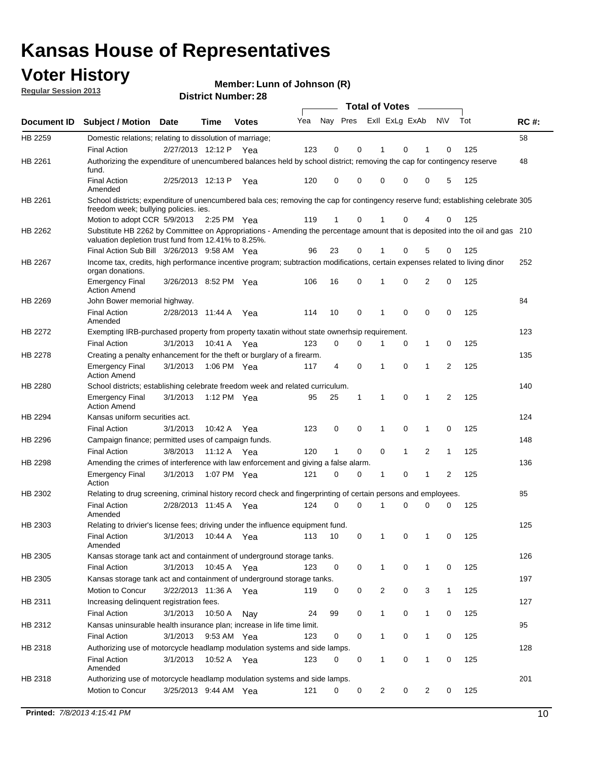# Kansas House of Representatives

## Voter History

**Regular Session 2013**

**Member: Lunn of Johnson (R)**

**District Number: 28**

| Document ID | Subject / Motion | Date | Time | Votes | Yea | Nay | Pres | ExII | ExLg | ExAb | N\V | Tot | RC #: |
|---|---|---|---|---|---|---|---|---|---|---|---|---|---|
| HB 2259 | Domestic relations; relating to dissolution of marriage; | | | | | | | | | | | | 58 |
| | Final Action | 2/27/2013 | 12:12 P | Yea | 123 | 0 | 0 | 1 | 0 | 1 | 0 | 125 | |
| HB 2261 | Authorizing the expenditure of unencumbered balances held by school district; removing the cap for contingency reserve fund. | | | | | | | | | | | | 48 |
| | Final Action Amended | 2/25/2013 | 12:13 P | Yea | 120 | 0 | 0 | 0 | 0 | 0 | 5 | 125 | |
| HB 2261 | School districts; expenditure of unencumbered bala ces; removing the cap for contingency reserve fund; establishing celebrate freedom week; bullying policies. ies. | | | | | | | | | | | | 305 |
| | Motion to adopt CCR | 5/9/2013 | 2:25 PM | Yea | 119 | 1 | 0 | 1 | 0 | 4 | 0 | 125 | |
| HB 2262 | Substitute HB 2262 by Committee on Appropriations - Amending the percentage amount that is deposited into the oil and gas valuation depletion trust fund from 12.41% to 8.25%. | | | | | | | | | | | | 210 |
| | Final Action Sub Bill | 3/26/2013 | 9:58 AM | Yea | 96 | 23 | 0 | 1 | 0 | 5 | 0 | 125 | |
| HB 2267 | Income tax, credits, high performance incentive program; subtraction modifications, certain expenses related to living dinor organ donations. | | | | | | | | | | | | 252 |
| | Emergency Final Action Amend | 3/26/2013 | 8:52 PM | Yea | 106 | 16 | 0 | 1 | 0 | 2 | 0 | 125 | |
| HB 2269 | John Bower memorial highway. | | | | | | | | | | | | 84 |
| | Final Action Amended | 2/28/2013 | 11:44 A | Yea | 114 | 10 | 0 | 1 | 0 | 0 | 0 | 125 | |
| HB 2272 | Exempting IRB-purchased property from property taxatin without state ownerhsip requirement. | | | | | | | | | | | | 123 |
| | Final Action | 3/1/2013 | 10:41 A | Yea | 123 | 0 | 0 | 1 | 0 | 1 | 0 | 125 | |
| HB 2278 | Creating a penalty enhancement for the theft or burglary of a firearm. | | | | | | | | | | | | 135 |
| | Emergency Final Action Amend | 3/1/2013 | 1:06 PM | Yea | 117 | 4 | 0 | 1 | 0 | 1 | 2 | 125 | |
| HB 2280 | School districts; establishing celebrate freedom week and related curriculum. | | | | | | | | | | | | 140 |
| | Emergency Final Action Amend | 3/1/2013 | 1:12 PM | Yea | 95 | 25 | 1 | 1 | 0 | 1 | 2 | 125 | |
| HB 2294 | Kansas uniform securities act. | | | | | | | | | | | | 124 |
| | Final Action | 3/1/2013 | 10:42 A | Yea | 123 | 0 | 0 | 1 | 0 | 1 | 0 | 125 | |
| HB 2296 | Campaign finance; permitted uses of campaign funds. | | | | | | | | | | | | 148 |
| | Final Action | 3/8/2013 | 11:12 A | Yea | 120 | 1 | 0 | 0 | 1 | 2 | 1 | 125 | |
| HB 2298 | Amending the crimes of interference with law enforcement and giving a false alarm. | | | | | | | | | | | | 136 |
| | Emergency Final Action | 3/1/2013 | 1:07 PM | Yea | 121 | 0 | 0 | 1 | 0 | 1 | 2 | 125 | |
| HB 2302 | Relating to drug screening, criminal history record check and fingerprinting of certain persons and employees. | | | | | | | | | | | | 85 |
| | Final Action Amended | 2/28/2013 | 11:45 A | Yea | 124 | 0 | 0 | 1 | 0 | 0 | 0 | 125 | |
| HB 2303 | Relating to drivier's license fees; driving under the influence equipment fund. | | | | | | | | | | | | 125 |
| | Final Action Amended | 3/1/2013 | 10:44 A | Yea | 113 | 10 | 0 | 1 | 0 | 1 | 0 | 125 | |
| HB 2305 | Kansas storage tank act and containment of underground storage tanks. | | | | | | | | | | | | 126 |
| | Final Action | 3/1/2013 | 10:45 A | Yea | 123 | 0 | 0 | 1 | 0 | 1 | 0 | 125 | |
| HB 2305 | Kansas storage tank act and containment of underground storage tanks. | | | | | | | | | | | | 197 |
| | Motion to Concur | 3/22/2013 | 11:36 A | Yea | 119 | 0 | 0 | 2 | 0 | 3 | 1 | 125 | |
| HB 2311 | Increasing delinquent registration fees. | | | | | | | | | | | | 127 |
| | Final Action | 3/1/2013 | 10:50 A | Nay | 24 | 99 | 0 | 1 | 0 | 1 | 0 | 125 | |
| HB 2312 | Kansas uninsurable health insurance plan; increase in life time limit. | | | | | | | | | | | | 95 |
| | Final Action | 3/1/2013 | 9:53 AM | Yea | 123 | 0 | 0 | 1 | 0 | 1 | 0 | 125 | |
| HB 2318 | Authorizing use of motorcycle headlamp modulation systems and side lamps. | | | | | | | | | | | | 128 |
| | Final Action Amended | 3/1/2013 | 10:52 A | Yea | 123 | 0 | 0 | 1 | 0 | 1 | 0 | 125 | |
| HB 2318 | Authorizing use of motorcycle headlamp modulation systems and side lamps. | | | | | | | | | | | | 201 |
| | Motion to Concur | 3/25/2013 | 9:44 AM | Yea | 121 | 0 | 0 | 2 | 0 | 2 | 0 | 125 | |

**Printed:** *7/8/2013 4:15:41 PM*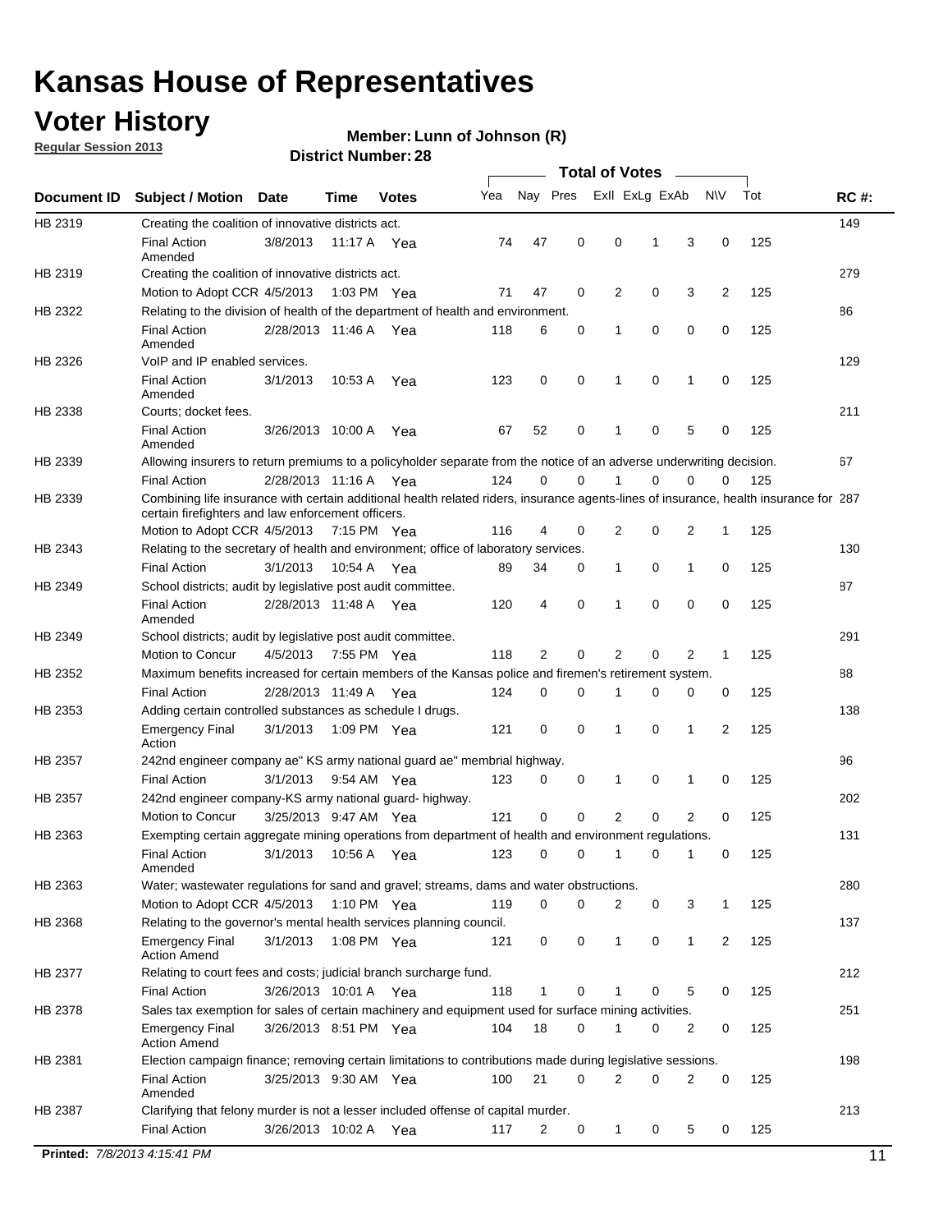# Kansas House of Representatives

## Voter History

**Regular Session 2013**

**Member: Lunn of Johnson (R)**

**District Number: 28**

| Document ID | Subject / Motion | Date | Time | Votes | Yea | Nay | Pres | ExII | ExLg | ExAb | N\V | Tot | RC #: |
|---|---|---|---|---|---|---|---|---|---|---|---|---|---|
| HB 2319 | Creating the coalition of innovative districts act. | | | | | | | | | | | | 149 |
| | Final Action Amended | 3/8/2013 | 11:17 A | Yea | 74 | 47 | 0 | 0 | 1 | 3 | 0 | 125 | |
| HB 2319 | Creating the coalition of innovative districts act. | | | | | | | | | | | | 279 |
| | Motion to Adopt CCR | 4/5/2013 | 1:03 PM | Yea | 71 | 47 | 0 | 2 | 0 | 3 | 2 | 125 | |
| HB 2322 | Relating to the division of health of the department of health and environment. | | | | | | | | | | | | 86 |
| | Final Action Amended | 2/28/2013 | 11:46 A | Yea | 118 | 6 | 0 | 1 | 0 | 0 | 0 | 125 | |
| HB 2326 | VoIP and IP enabled services. | | | | | | | | | | | | 129 |
| | Final Action Amended | 3/1/2013 | 10:53 A | Yea | 123 | 0 | 0 | 1 | 0 | 1 | 0 | 125 | |
| HB 2338 | Courts; docket fees. | | | | | | | | | | | | 211 |
| | Final Action Amended | 3/26/2013 | 10:00 A | Yea | 67 | 52 | 0 | 1 | 0 | 5 | 0 | 125 | |
| HB 2339 | Allowing insurers to return premiums to a policyholder separate from the notice of an adverse underwriting decision. | | | | | | | | | | | | 67 |
| | Final Action | 2/28/2013 | 11:16 A | Yea | 124 | 0 | 0 | 1 | 0 | 0 | 0 | 125 | |
| HB 2339 | Combining life insurance with certain additional health related riders, insurance agents-lines of insurance, health insurance for certain firefighters and law enforcement officers. | | | | | | | | | | | | 287 |
| | Motion to Adopt CCR | 4/5/2013 | 7:15 PM | Yea | 116 | 4 | 0 | 2 | 0 | 2 | 1 | 125 | |
| HB 2343 | Relating to the secretary of health and environment; office of laboratory services. | | | | | | | | | | | | 130 |
| | Final Action | 3/1/2013 | 10:54 A | Yea | 89 | 34 | 0 | 1 | 0 | 1 | 0 | 125 | |
| HB 2349 | School districts; audit by legislative post audit committee. | | | | | | | | | | | | 87 |
| | Final Action Amended | 2/28/2013 | 11:48 A | Yea | 120 | 4 | 0 | 1 | 0 | 0 | 0 | 125 | |
| HB 2349 | School districts; audit by legislative post audit committee. | | | | | | | | | | | | 291 |
| | Motion to Concur | 4/5/2013 | 7:55 PM | Yea | 118 | 2 | 0 | 2 | 0 | 2 | 1 | 125 | |
| HB 2352 | Maximum benefits increased for certain members of the Kansas police and firemen's retirement system. | | | | | | | | | | | | 88 |
| | Final Action | 2/28/2013 | 11:49 A | Yea | 124 | 0 | 0 | 1 | 0 | 0 | 0 | 125 | |
| HB 2353 | Adding certain controlled substances as schedule I drugs. | | | | | | | | | | | | 138 |
| | Emergency Final Action | 3/1/2013 | 1:09 PM | Yea | 121 | 0 | 0 | 1 | 0 | 1 | 2 | 125 | |
| HB 2357 | 242nd engineer company ae" KS army national guard ae" membrial highway. | | | | | | | | | | | | 96 |
| | Final Action | 3/1/2013 | 9:54 AM | Yea | 123 | 0 | 0 | 1 | 0 | 1 | 0 | 125 | |
| HB 2357 | 242nd engineer company-KS army national guard- highway. | | | | | | | | | | | | 202 |
| | Motion to Concur | 3/25/2013 | 9:47 AM | Yea | 121 | 0 | 0 | 2 | 0 | 2 | 0 | 125 | |
| HB 2363 | Exempting certain aggregate mining operations from department of health and environment regulations. | | | | | | | | | | | | 131 |
| | Final Action Amended | 3/1/2013 | 10:56 A | Yea | 123 | 0 | 0 | 1 | 0 | 1 | 0 | 125 | |
| HB 2363 | Water; wastewater regulations for sand and gravel; streams, dams and water obstructions. | | | | | | | | | | | | 280 |
| | Motion to Adopt CCR | 4/5/2013 | 1:10 PM | Yea | 119 | 0 | 0 | 2 | 0 | 3 | 1 | 125 | |
| HB 2368 | Relating to the governor's mental health services planning council. | | | | | | | | | | | | 137 |
| | Emergency Final Action Amend | 3/1/2013 | 1:08 PM | Yea | 121 | 0 | 0 | 1 | 0 | 1 | 2 | 125 | |
| HB 2377 | Relating to court fees and costs; judicial branch surcharge fund. | | | | | | | | | | | | 212 |
| | Final Action | 3/26/2013 | 10:01 A | Yea | 118 | 1 | 0 | 1 | 0 | 5 | 0 | 125 | |
| HB 2378 | Sales tax exemption for sales of certain machinery and equipment used for surface mining activities. | | | | | | | | | | | | 251 |
| | Emergency Final Action Amend | 3/26/2013 | 8:51 PM | Yea | 104 | 18 | 0 | 1 | 0 | 2 | 0 | 125 | |
| HB 2381 | Election campaign finance; removing certain limitations to contributions made during legislative sessions. | | | | | | | | | | | | 198 |
| | Final Action Amended | 3/25/2013 | 9:30 AM | Yea | 100 | 21 | 0 | 2 | 0 | 2 | 0 | 125 | |
| HB 2387 | Clarifying that felony murder is not a lesser included offense of capital murder. | | | | | | | | | | | | 213 |
| | Final Action | 3/26/2013 | 10:02 A | Yea | 117 | 2 | 0 | 1 | 0 | 5 | 0 | 125 | |

**Printed:** *7/8/2013 4:15:41 PM*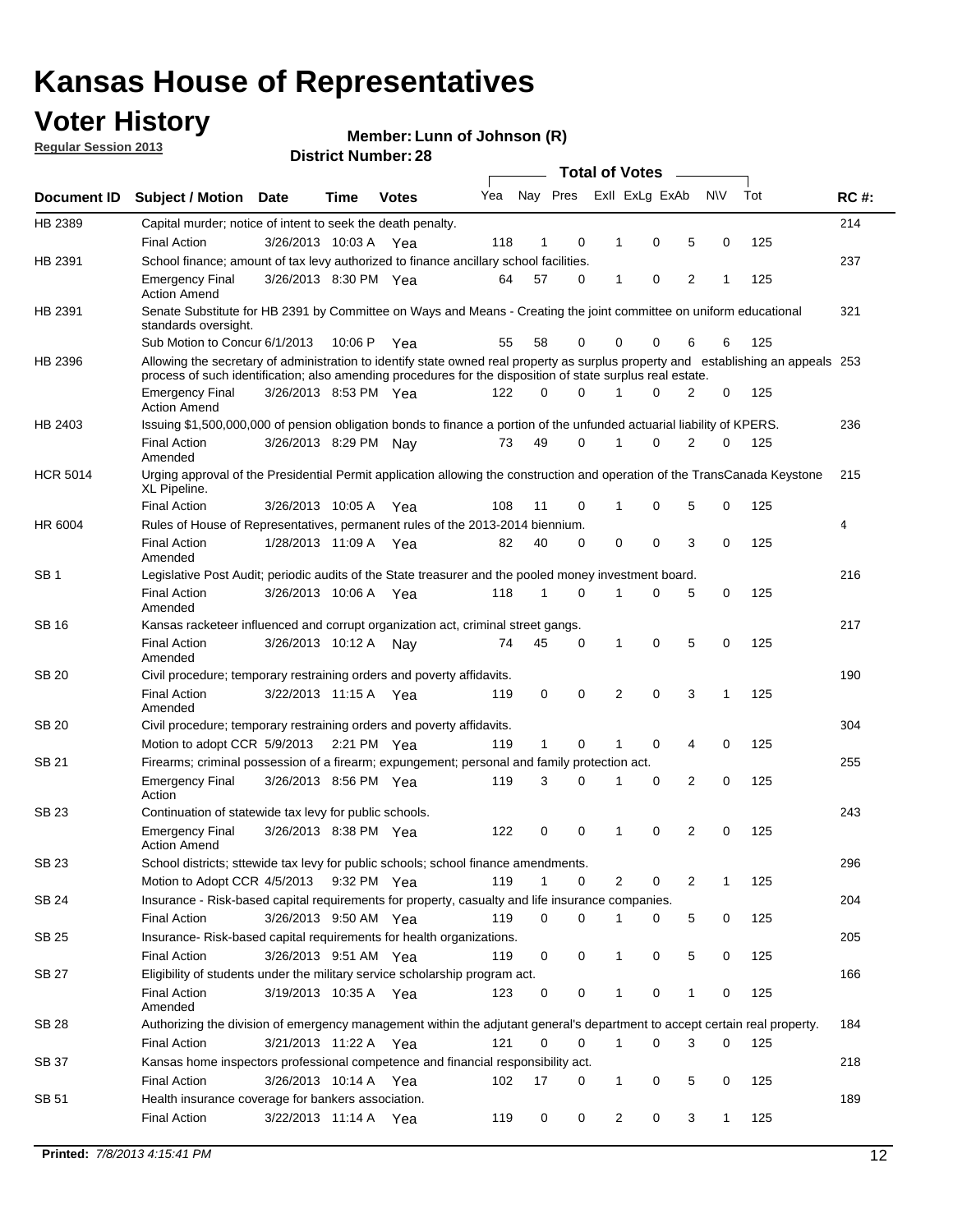# Kansas House of Representatives

## Voter History

**Regular Session 2013**

**Member: Lunn of Johnson (R)**

**District Number: 28**

| Document ID | Subject / Motion | Date | Time | Votes | Yea | Nay | Pres | ExII | ExLg | ExAb | N\V | Tot | RC #: |
|---|---|---|---|---|---|---|---|---|---|---|---|---|---|
| HB 2389 | Capital murder; notice of intent to seek the death penalty. | | | | | | | | | | | | 214 |
| | Final Action | 3/26/2013 | 10:03 A | Yea | 118 | 1 | 0 | 1 | 0 | 5 | 0 | 125 | |
| HB 2391 | School finance; amount of tax levy authorized to finance ancillary school facilities. | | | | | | | | | | | | 237 |
| | Emergency Final Action Amend | 3/26/2013 | 8:30 PM | Yea | 64 | 57 | 0 | 1 | 0 | 2 | 1 | 125 | |
| HB 2391 | Senate Substitute for HB 2391 by Committee on Ways and Means - Creating the joint committee on uniform educational standards oversight. | | | | | | | | | | | | 321 |
| | Sub Motion to Concur | 6/1/2013 | 10:06 P | Yea | 55 | 58 | 0 | 0 | 0 | 6 | 6 | 125 | |
| HB 2396 | Allowing the secretary of administration to identify state owned real property as surplus property and establishing an appeals process of such identification; also amending procedures for the disposition of state surplus real estate. | | | | | | | | | | | | 253 |
| | Emergency Final Action Amend | 3/26/2013 | 8:53 PM | Yea | 122 | 0 | 0 | 1 | 0 | 2 | 0 | 125 | |
| HB 2403 | Issuing $1,500,000,000 of pension obligation bonds to finance a portion of the unfunded actuarial liability of KPERS. | | | | | | | | | | | | 236 |
| | Final Action Amended | 3/26/2013 | 8:29 PM | Nay | 73 | 49 | 0 | 1 | 0 | 2 | 0 | 125 | |
| HCR 5014 | Urging approval of the Presidential Permit application allowing the construction and operation of the TransCanada Keystone XL Pipeline. | | | | | | | | | | | | 215 |
| | Final Action | 3/26/2013 | 10:05 A | Yea | 108 | 11 | 0 | 1 | 0 | 5 | 0 | 125 | |
| HR 6004 | Rules of House of Representatives, permanent rules of the 2013-2014 biennium. | | | | | | | | | | | | 4 |
| | Final Action Amended | 1/28/2013 | 11:09 A | Yea | 82 | 40 | 0 | 0 | 0 | 3 | 0 | 125 | |
| SB 1 | Legislative Post Audit; periodic audits of the State treasurer and the pooled money investment board. | | | | | | | | | | | | 216 |
| | Final Action Amended | 3/26/2013 | 10:06 A | Yea | 118 | 1 | 0 | 1 | 0 | 5 | 0 | 125 | |
| SB 16 | Kansas racketeer influenced and corrupt organization act, criminal street gangs. | | | | | | | | | | | | 217 |
| | Final Action Amended | 3/26/2013 | 10:12 A | Nay | 74 | 45 | 0 | 1 | 0 | 5 | 0 | 125 | |
| SB 20 | Civil procedure; temporary restraining orders and poverty affidavits. | | | | | | | | | | | | 190 |
| | Final Action Amended | 3/22/2013 | 11:15 A | Yea | 119 | 0 | 0 | 2 | 0 | 3 | 1 | 125 | |
| SB 20 | Civil procedure; temporary restraining orders and poverty affidavits. | | | | | | | | | | | | 304 |
| | Motion to adopt CCR | 5/9/2013 | 2:21 PM | Yea | 119 | 1 | 0 | 1 | 0 | 4 | 0 | 125 | |
| SB 21 | Firearms; criminal possession of a firearm; expungement; personal and family protection act. | | | | | | | | | | | | 255 |
| | Emergency Final Action | 3/26/2013 | 8:56 PM | Yea | 119 | 3 | 0 | 1 | 0 | 2 | 0 | 125 | |
| SB 23 | Continuation of statewide tax levy for public schools. | | | | | | | | | | | | 243 |
| | Emergency Final Action Amend | 3/26/2013 | 8:38 PM | Yea | 122 | 0 | 0 | 1 | 0 | 2 | 0 | 125 | |
| SB 23 | School districts; sttewide tax levy for public schools; school finance amendments. | | | | | | | | | | | | 296 |
| | Motion to Adopt CCR | 4/5/2013 | 9:32 PM | Yea | 119 | 1 | 0 | 2 | 0 | 2 | 1 | 125 | |
| SB 24 | Insurance - Risk-based capital requirements for property, casualty and life insurance companies. | | | | | | | | | | | | 204 |
| | Final Action | 3/26/2013 | 9:50 AM | Yea | 119 | 0 | 0 | 1 | 0 | 5 | 0 | 125 | |
| SB 25 | Insurance- Risk-based capital requirements for health organizations. | | | | | | | | | | | | 205 |
| | Final Action | 3/26/2013 | 9:51 AM | Yea | 119 | 0 | 0 | 1 | 0 | 5 | 0 | 125 | |
| SB 27 | Eligibility of students under the military service scholarship program act. | | | | | | | | | | | | 166 |
| | Final Action Amended | 3/19/2013 | 10:35 A | Yea | 123 | 0 | 0 | 1 | 0 | 1 | 0 | 125 | |
| SB 28 | Authorizing the division of emergency management within the adjutant general's department to accept certain real property. | | | | | | | | | | | | 184 |
| | Final Action | 3/21/2013 | 11:22 A | Yea | 121 | 0 | 0 | 1 | 0 | 3 | 0 | 125 | |
| SB 37 | Kansas home inspectors professional competence and financial responsibility act. | | | | | | | | | | | | 218 |
| | Final Action | 3/26/2013 | 10:14 A | Yea | 102 | 17 | 0 | 1 | 0 | 5 | 0 | 125 | |
| SB 51 | Health insurance coverage for bankers association. | | | | | | | | | | | | 189 |
| | Final Action | 3/22/2013 | 11:14 A | Yea | 119 | 0 | 0 | 2 | 0 | 3 | 1 | 125 | |

**Printed:** *7/8/2013 4:15:41 PM*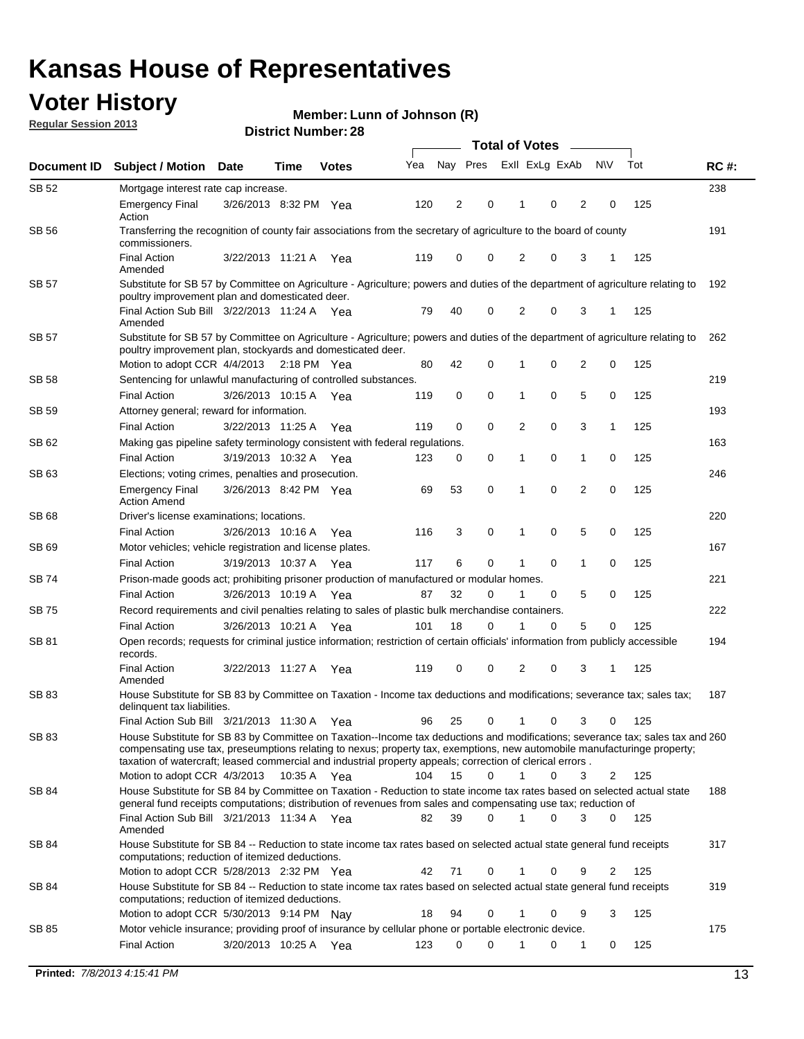# Kansas House of Representatives

## Voter History

**Regular Session 2013**

**Member: Lunn of Johnson (R)**

**District Number: 28**

| Document ID | Subject / Motion | Date | Time | Votes | Yea | Nay | Pres | ExII | ExLg | ExAb | N\V | Tot | RC #: |
|---|---|---|---|---|---|---|---|---|---|---|---|---|---|
| SB 52 | Mortgage interest rate cap increase. | | | | | | | | | | | | 238 |
| | Emergency Final Action | 3/26/2013 | 8:32 PM | Yea | 120 | 2 | 0 | 1 | 0 | 2 | 0 | 125 | |
| SB 56 | Transferring the recognition of county fair associations from the secretary of agriculture to the board of county commissioners. | | | | | | | | | | | | 191 |
| | Final Action Amended | 3/22/2013 | 11:21 A | Yea | 119 | 0 | 0 | 2 | 0 | 3 | 1 | 125 | |
| SB 57 | Substitute for SB 57 by Committee on Agriculture - Agriculture; powers and duties of the department of agriculture relating to poultry improvement plan and domesticated deer. | | | | | | | | | | | | 192 |
| | Final Action Sub Bill Amended | 3/22/2013 | 11:24 A | Yea | 79 | 40 | 0 | 2 | 0 | 3 | 1 | 125 | |
| SB 57 | Substitute for SB 57 by Committee on Agriculture - Agriculture; powers and duties of the department of agriculture relating to poultry improvement plan, stockyards and domesticated deer. | | | | | | | | | | | | 262 |
| | Motion to adopt CCR | 4/4/2013 | 2:18 PM | Yea | 80 | 42 | 0 | 1 | 0 | 2 | 0 | 125 | |
| SB 58 | Sentencing for unlawful manufacturing of controlled substances. | | | | | | | | | | | | 219 |
| | Final Action | 3/26/2013 | 10:15 A | Yea | 119 | 0 | 0 | 1 | 0 | 5 | 0 | 125 | |
| SB 59 | Attorney general; reward for information. | | | | | | | | | | | | 193 |
| | Final Action | 3/22/2013 | 11:25 A | Yea | 119 | 0 | 0 | 2 | 0 | 3 | 1 | 125 | |
| SB 62 | Making gas pipeline safety terminology consistent with federal regulations. | | | | | | | | | | | | 163 |
| | Final Action | 3/19/2013 | 10:32 A | Yea | 123 | 0 | 0 | 1 | 0 | 1 | 0 | 125 | |
| SB 63 | Elections; voting crimes, penalties and prosecution. | | | | | | | | | | | | 246 |
| | Emergency Final Action Amend | 3/26/2013 | 8:42 PM | Yea | 69 | 53 | 0 | 1 | 0 | 2 | 0 | 125 | |
| SB 68 | Driver's license examinations; locations. | | | | | | | | | | | | 220 |
| | Final Action | 3/26/2013 | 10:16 A | Yea | 116 | 3 | 0 | 1 | 0 | 5 | 0 | 125 | |
| SB 69 | Motor vehicles; vehicle registration and license plates. | | | | | | | | | | | | 167 |
| | Final Action | 3/19/2013 | 10:37 A | Yea | 117 | 6 | 0 | 1 | 0 | 1 | 0 | 125 | |
| SB 74 | Prison-made goods act; prohibiting prisoner production of manufactured or modular homes. | | | | | | | | | | | | 221 |
| | Final Action | 3/26/2013 | 10:19 A | Yea | 87 | 32 | 0 | 1 | 0 | 5 | 0 | 125 | |
| SB 75 | Record requirements and civil penalties relating to sales of plastic bulk merchandise containers. | | | | | | | | | | | | 222 |
| | Final Action | 3/26/2013 | 10:21 A | Yea | 101 | 18 | 0 | 1 | 0 | 5 | 0 | 125 | |
| SB 81 | Open records; requests for criminal justice information; restriction of certain officials' information from publicly accessible records. | | | | | | | | | | | | 194 |
| | Final Action Amended | 3/22/2013 | 11:27 A | Yea | 119 | 0 | 0 | 2 | 0 | 3 | 1 | 125 | |
| SB 83 | House Substitute for SB 83 by Committee on Taxation - Income tax deductions and modifications; severance tax; sales tax; delinquent tax liabilities. | | | | | | | | | | | | 187 |
| | Final Action Sub Bill | 3/21/2013 | 11:30 A | Yea | 96 | 25 | 0 | 1 | 0 | 3 | 0 | 125 | |
| SB 83 | House Substitute for SB 83 by Committee on Taxation--Income tax deductions and modifications; severance tax; sales tax and compensating use tax, preseumptions relating to nexus; property tax, exemptions, new automobile manufacturinge property; taxation of watercraft; leased commercial and industrial property appeals; correction of clerical errors . | | | | | | | | | | | | 260 |
| | Motion to adopt CCR | 4/3/2013 | 10:35 A | Yea | 104 | 15 | 0 | 1 | 0 | 3 | 2 | 125 | |
| SB 84 | House Substitute for SB 84 by Committee on Taxation - Reduction to state income tax rates based on selected actual state general fund receipts computations; distribution of revenues from sales and compensating use tax; reduction of | | | | | | | | | | | | 188 |
| | Final Action Sub Bill Amended | 3/21/2013 | 11:34 A | Yea | 82 | 39 | 0 | 1 | 0 | 3 | 0 | 125 | |
| SB 84 | House Substitute for SB 84 -- Reduction to state income tax rates based on selected actual state general fund receipts computations; reduction of itemized deductions. | | | | | | | | | | | | 317 |
| | Motion to adopt CCR | 5/28/2013 | 2:32 PM | Yea | 42 | 71 | 0 | 1 | 0 | 9 | 2 | 125 | |
| SB 84 | House Substitute for SB 84 -- Reduction to state income tax rates based on selected actual state general fund receipts computations; reduction of itemized deductions. | | | | | | | | | | | | 319 |
| | Motion to adopt CCR | 5/30/2013 | 9:14 PM | Nay | 18 | 94 | 0 | 1 | 0 | 9 | 3 | 125 | |
| SB 85 | Motor vehicle insurance; providing proof of insurance by cellular phone or portable electronic device. | | | | | | | | | | | | 175 |
| | Final Action | 3/20/2013 | 10:25 A | Yea | 123 | 0 | 0 | 1 | 0 | 1 | 0 | 125 | |

**Printed:** *7/8/2013 4:15:41 PM*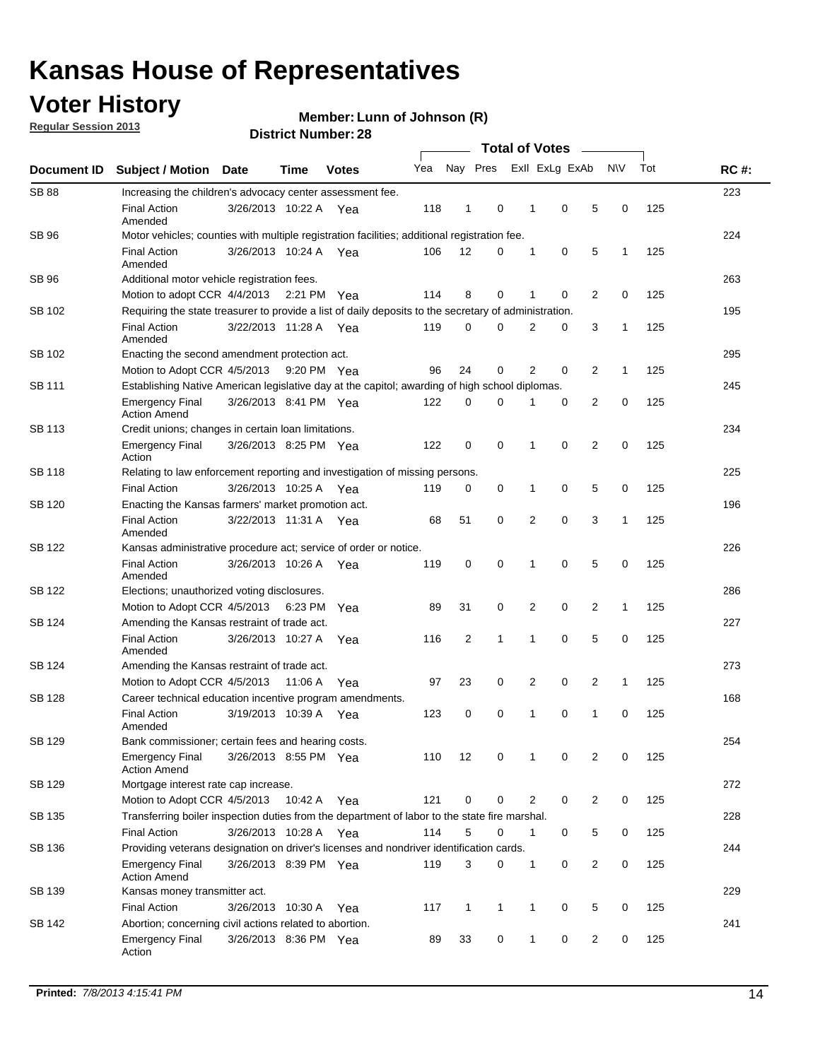# Kansas House of Representatives

## Voter History

**Regular Session 2013**

**Member: Lunn of Johnson (R)**

**District Number: 28**

| Document ID | Subject / Motion | Date | Time | Votes | Yea | Nay | Pres | ExII | ExLg | ExAb | N\V | Tot | RC #: |
|---|---|---|---|---|---|---|---|---|---|---|---|---|---|
| SB 88 | Increasing the children's advocacy center assessment fee. | | | | | | | | | | | | 223 |
| | Final Action Amended | 3/26/2013 | 10:22 A | Yea | 118 | 1 | 0 | 1 | 0 | 5 | 0 | 125 | |
| SB 96 | Motor vehicles; counties with multiple registration facilities; additional registration fee. | | | | | | | | | | | | 224 |
| | Final Action Amended | 3/26/2013 | 10:24 A | Yea | 106 | 12 | 0 | 1 | 0 | 5 | 1 | 125 | |
| SB 96 | Additional motor vehicle registration fees. | | | | | | | | | | | | 263 |
| | Motion to adopt CCR | 4/4/2013 | 2:21 PM | Yea | 114 | 8 | 0 | 1 | 0 | 2 | 0 | 125 | |
| SB 102 | Requiring the state treasurer to provide a list of daily deposits to the secretary of administration. | | | | | | | | | | | | 195 |
| | Final Action Amended | 3/22/2013 | 11:28 A | Yea | 119 | 0 | 0 | 2 | 0 | 3 | 1 | 125 | |
| SB 102 | Enacting the second amendment protection act. | | | | | | | | | | | | 295 |
| | Motion to Adopt CCR | 4/5/2013 | 9:20 PM | Yea | 96 | 24 | 0 | 2 | 0 | 2 | 1 | 125 | |
| SB 111 | Establishing Native American legislative day at the capitol; awarding of high school diplomas. | | | | | | | | | | | | 245 |
| | Emergency Final Action Amend | 3/26/2013 | 8:41 PM | Yea | 122 | 0 | 0 | 1 | 0 | 2 | 0 | 125 | |
| SB 113 | Credit unions; changes in certain loan limitations. | | | | | | | | | | | | 234 |
| | Emergency Final Action | 3/26/2013 | 8:25 PM | Yea | 122 | 0 | 0 | 1 | 0 | 2 | 0 | 125 | |
| SB 118 | Relating to law enforcement reporting and investigation of missing persons. | | | | | | | | | | | | 225 |
| | Final Action | 3/26/2013 | 10:25 A | Yea | 119 | 0 | 0 | 1 | 0 | 5 | 0 | 125 | |
| SB 120 | Enacting the Kansas farmers' market promotion act. | | | | | | | | | | | | 196 |
| | Final Action Amended | 3/22/2013 | 11:31 A | Yea | 68 | 51 | 0 | 2 | 0 | 3 | 1 | 125 | |
| SB 122 | Kansas administrative procedure act; service of order or notice. | | | | | | | | | | | | 226 |
| | Final Action Amended | 3/26/2013 | 10:26 A | Yea | 119 | 0 | 0 | 1 | 0 | 5 | 0 | 125 | |
| SB 122 | Elections; unauthorized voting disclosures. | | | | | | | | | | | | 286 |
| | Motion to Adopt CCR | 4/5/2013 | 6:23 PM | Yea | 89 | 31 | 0 | 2 | 0 | 2 | 1 | 125 | |
| SB 124 | Amending the Kansas restraint of trade act. | | | | | | | | | | | | 227 |
| | Final Action Amended | 3/26/2013 | 10:27 A | Yea | 116 | 2 | 1 | 1 | 0 | 5 | 0 | 125 | |
| SB 124 | Amending the Kansas restraint of trade act. | | | | | | | | | | | | 273 |
| | Motion to Adopt CCR | 4/5/2013 | 11:06 A | Yea | 97 | 23 | 0 | 2 | 0 | 2 | 1 | 125 | |
| SB 128 | Career technical education incentive program amendments. | | | | | | | | | | | | 168 |
| | Final Action Amended | 3/19/2013 | 10:39 A | Yea | 123 | 0 | 0 | 1 | 0 | 1 | 0 | 125 | |
| SB 129 | Bank commissioner; certain fees and hearing costs. | | | | | | | | | | | | 254 |
| | Emergency Final Action Amend | 3/26/2013 | 8:55 PM | Yea | 110 | 12 | 0 | 1 | 0 | 2 | 0 | 125 | |
| SB 129 | Mortgage interest rate cap increase. | | | | | | | | | | | | 272 |
| | Motion to Adopt CCR | 4/5/2013 | 10:42 A | Yea | 121 | 0 | 0 | 2 | 0 | 2 | 0 | 125 | |
| SB 135 | Transferring boiler inspection duties from the department of labor to the state fire marshal. | | | | | | | | | | | | 228 |
| | Final Action | 3/26/2013 | 10:28 A | Yea | 114 | 5 | 0 | 1 | 0 | 5 | 0 | 125 | |
| SB 136 | Providing veterans designation on driver's licenses and nondriver identification cards. | | | | | | | | | | | | 244 |
| | Emergency Final Action Amend | 3/26/2013 | 8:39 PM | Yea | 119 | 3 | 0 | 1 | 0 | 2 | 0 | 125 | |
| SB 139 | Kansas money transmitter act. | | | | | | | | | | | | 229 |
| | Final Action | 3/26/2013 | 10:30 A | Yea | 117 | 1 | 1 | 1 | 0 | 5 | 0 | 125 | |
| SB 142 | Abortion; concerning civil actions related to abortion. | | | | | | | | | | | | 241 |
| | Emergency Final Action | 3/26/2013 | 8:36 PM | Yea | 89 | 33 | 0 | 1 | 0 | 2 | 0 | 125 | |

**Printed:** *7/8/2013 4:15:41 PM*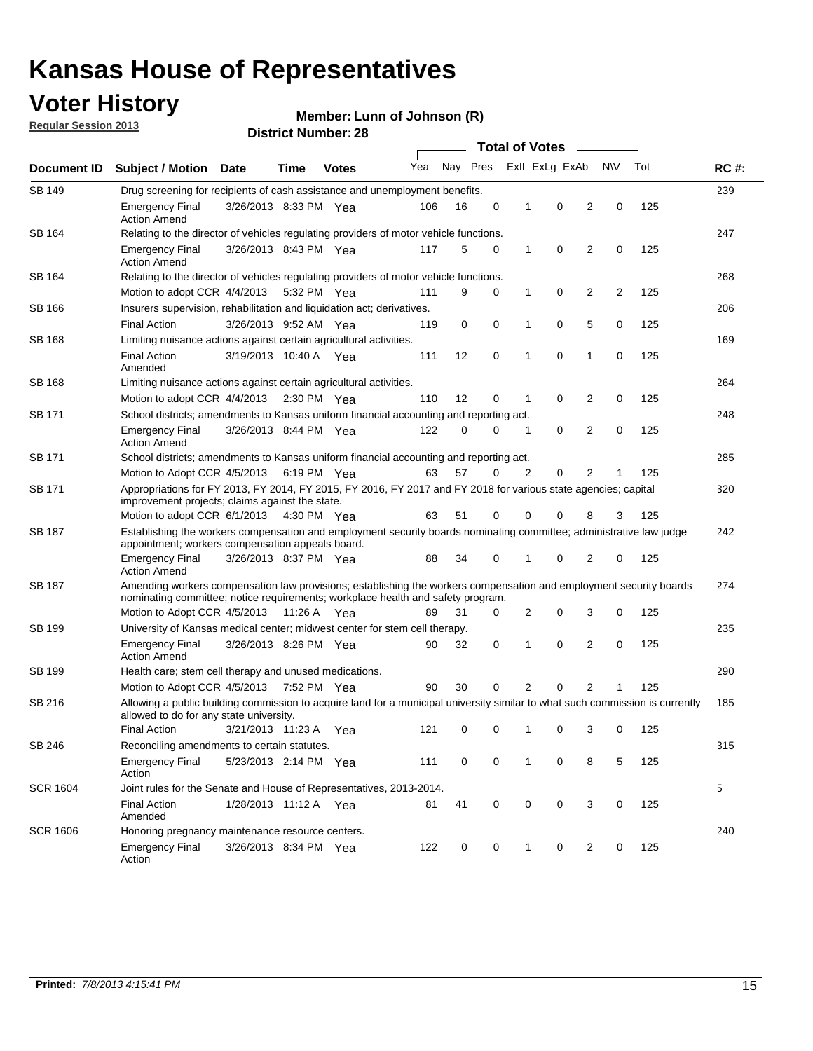# Kansas House of Representatives

## Voter History

**Regular Session 2013**

**Member: Lunn of Johnson (R)**

**District Number: 28**

| Document ID | Subject / Motion | Date | Time | Votes | Yea | Nay | Pres | ExII | ExLg | ExAb | N\V | Tot | RC #: |
|---|---|---|---|---|---|---|---|---|---|---|---|---|---|
| SB 149 | Drug screening for recipients of cash assistance and unemployment benefits. | | | | | | | | | | | | 239 |
| | Emergency Final Action Amend | 3/26/2013 | 8:33 PM | Yea | 106 | 16 | 0 | 1 | 0 | 2 | 0 | 125 | |
| SB 164 | Relating to the director of vehicles regulating providers of motor vehicle functions. | | | | | | | | | | | | 247 |
| | Emergency Final Action Amend | 3/26/2013 | 8:43 PM | Yea | 117 | 5 | 0 | 1 | 0 | 2 | 0 | 125 | |
| SB 164 | Relating to the director of vehicles regulating providers of motor vehicle functions. | | | | | | | | | | | | 268 |
| | Motion to adopt CCR | 4/4/2013 | 5:32 PM | Yea | 111 | 9 | 0 | 1 | 0 | 2 | 2 | 125 | |
| SB 166 | Insurers supervision, rehabilitation and liquidation act; derivatives. | | | | | | | | | | | | 206 |
| | Final Action | 3/26/2013 | 9:52 AM | Yea | 119 | 0 | 0 | 1 | 0 | 5 | 0 | 125 | |
| SB 168 | Limiting nuisance actions against certain agricultural activities. | | | | | | | | | | | | 169 |
| | Final Action Amended | 3/19/2013 | 10:40 A | Yea | 111 | 12 | 0 | 1 | 0 | 1 | 0 | 125 | |
| SB 168 | Limiting nuisance actions against certain agricultural activities. | | | | | | | | | | | | 264 |
| | Motion to adopt CCR | 4/4/2013 | 2:30 PM | Yea | 110 | 12 | 0 | 1 | 0 | 2 | 0 | 125 | |
| SB 171 | School districts; amendments to Kansas uniform financial accounting and reporting act. | | | | | | | | | | | | 248 |
| | Emergency Final Action Amend | 3/26/2013 | 8:44 PM | Yea | 122 | 0 | 0 | 1 | 0 | 2 | 0 | 125 | |
| SB 171 | School districts; amendments to Kansas uniform financial accounting and reporting act. | | | | | | | | | | | | 285 |
| | Motion to Adopt CCR | 4/5/2013 | 6:19 PM | Yea | 63 | 57 | 0 | 2 | 0 | 2 | 1 | 125 | |
| SB 171 | Appropriations for FY 2013, FY 2014, FY 2015, FY 2016, FY 2017 and FY 2018 for various state agencies; capital improvement projects; claims against the state. | | | | | | | | | | | | 320 |
| | Motion to adopt CCR | 6/1/2013 | 4:30 PM | Yea | 63 | 51 | 0 | 0 | 0 | 8 | 3 | 125 | |
| SB 187 | Establishing the workers compensation and employment security boards nominating committee; administrative law judge appointment; workers compensation appeals board. | | | | | | | | | | | | 242 |
| | Emergency Final Action Amend | 3/26/2013 | 8:37 PM | Yea | 88 | 34 | 0 | 1 | 0 | 2 | 0 | 125 | |
| SB 187 | Amending workers compensation law provisions; establishing the workers compensation and employment security boards nominating committee; notice requirements; workplace health and safety program. | | | | | | | | | | | | 274 |
| | Motion to Adopt CCR | 4/5/2013 | 11:26 A | Yea | 89 | 31 | 0 | 2 | 0 | 3 | 0 | 125 | |
| SB 199 | University of Kansas medical center; midwest center for stem cell therapy. | | | | | | | | | | | | 235 |
| | Emergency Final Action Amend | 3/26/2013 | 8:26 PM | Yea | 90 | 32 | 0 | 1 | 0 | 2 | 0 | 125 | |
| SB 199 | Health care; stem cell therapy and unused medications. | | | | | | | | | | | | 290 |
| | Motion to Adopt CCR | 4/5/2013 | 7:52 PM | Yea | 90 | 30 | 0 | 2 | 0 | 2 | 1 | 125 | |
| SB 216 | Allowing a public building commission to acquire land for a municipal university similar to what such commission is currently allowed to do for any state university. | | | | | | | | | | | | 185 |
| | Final Action | 3/21/2013 | 11:23 A | Yea | 121 | 0 | 0 | 1 | 0 | 3 | 0 | 125 | |
| SB 246 | Reconciling amendments to certain statutes. | | | | | | | | | | | | 315 |
| | Emergency Final Action | 5/23/2013 | 2:14 PM | Yea | 111 | 0 | 0 | 1 | 0 | 8 | 5 | 125 | |
| SCR 1604 | Joint rules for the Senate and House of Representatives, 2013-2014. | | | | | | | | | | | | 5 |
| | Final Action Amended | 1/28/2013 | 11:12 A | Yea | 81 | 41 | 0 | 0 | 0 | 3 | 0 | 125 | |
| SCR 1606 | Honoring pregnancy maintenance resource centers. | | | | | | | | | | | | 240 |
| | Emergency Final Action | 3/26/2013 | 8:34 PM | Yea | 122 | 0 | 0 | 1 | 0 | 2 | 0 | 125 | |

**Printed:** *7/8/2013 4:15:41 PM*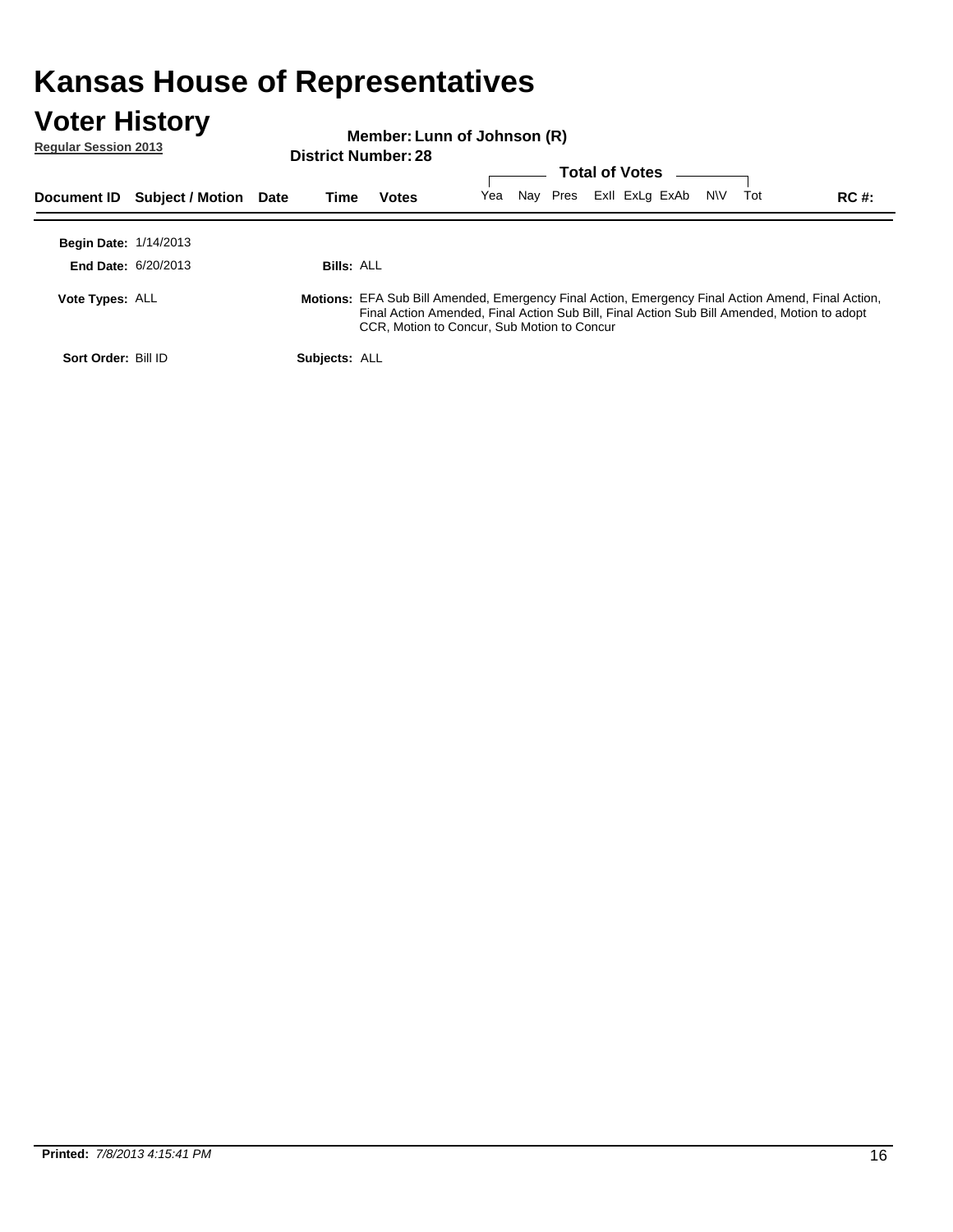# Kansas House of Representatives

## Voter History

**Regular Session 2013**

**Member: Lunn of Johnson (R)**

**District Number: 28**

| Document ID | Subject / Motion | Date | Time | Votes | Yea | Nay | Pres | ExII | ExLg | ExAb | N\V | Tot | RC #: |
|---|---|---|---|---|---|---|---|---|---|---|---|---|---|

**Begin Date:** 1/14/2013

**End Date:** 6/20/2013

**Bills:** ALL

**Vote Types:** ALL

**Motions:** EFA Sub Bill Amended, Emergency Final Action, Emergency Final Action Amend, Final Action, Final Action Amended, Final Action Sub Bill, Final Action Sub Bill Amended, Motion to adopt CCR, Motion to Concur, Sub Motion to Concur

**Sort Order:** Bill ID

**Subjects:** ALL

**Printed:** *7/8/2013 4:15:41 PM*